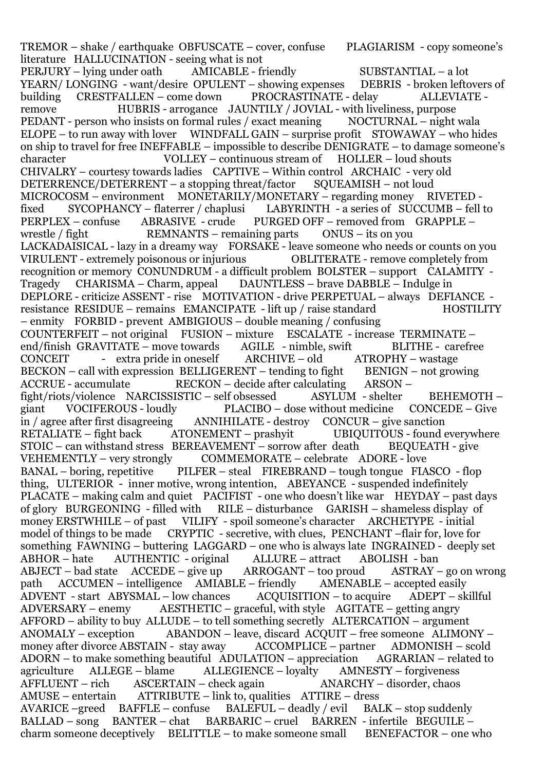TREMOR – shake / earthquake  OBFUSCATE – cover, confuse  PLAGIARISM - copy someone's literature  HALLUCINATION - seeing what is not
PERJURY – lying under oath  AMICABLE - friendly  SUBSTANTIAL – a lot
YEARN/ LONGING - want/desire  OPULENT – showing expenses  DEBRIS - broken leftovers of building  CRESTFALLEN – come down  PROCRASTINATE - delay  ALLEVIATE - remove  HUBRIS - arrogance  JAUNTILY / JOVIAL - with liveliness, purpose
PEDANT - person who insists on formal rules / exact meaning  NOCTURNAL – night wala
ELOPE – to run away with lover  WINDFALL GAIN – surprise profit  STOWAWAY – who hides on ship to travel for free  INEFFABLE – impossible to describe  DENIGRATE – to damage someone's character  VOLLEY – continuous stream of  HOLLER – loud shouts
CHIVALRY – courtesy towards ladies  CAPTIVE – Within control  ARCHAIC - very old
DETERRENCE/DETERRENT – a stopping threat/factor  SQUEAMISH – not loud
MICROCOSM – environment  MONETARILY/MONETARY – regarding money  RIVETED - fixed  SYCOPHANCY – flaterrer / chaplusi  LABYRINTH - a series of  SUCCUMB – fell to
PERPLEX – confuse  ABRASIVE - crude  PURGED OFF – removed from  GRAPPLE – wrestle / fight  REMNANTS – remaining parts  ONUS – its on you
LACKADAISICAL - lazy in a dreamy way  FORSAKE - leave someone who needs or counts on you
VIRULENT - extremely poisonous or injurious  OBLITERATE - remove completely from recognition or memory  CONUNDRUM - a difficult problem  BOLSTER – support  CALAMITY - Tragedy  CHARISMA – Charm, appeal  DAUNTLESS – brave  DABBLE – Indulge in
DEPLORE - criticize  ASSENT - rise  MOTIVATION - drive  PERPETUAL – always  DEFIANCE - resistance  RESIDUE – remains  EMANCIPATE - lift up / raise standard  HOSTILITY – enmity  FORBID - prevent  AMBIGIOUS – double meaning / confusing
COUNTERFEIT – not original  FUSION – mixture  ESCALATE - increase  TERMINATE – end/finish  GRAVITATE – move towards  AGILE - nimble, swift  BLITHE - carefree
CONCEIT - extra pride in oneself  ARCHIVE – old  ATROPHY – wastage
BECKON – call with expression  BELLIGERENT – tending to fight  BENIGN – not growing
ACCRUE - accumulate  RECKON – decide after calculating  ARSON – fight/riots/violence  NARCISSISTIC – self obsessed  ASYLUM - shelter  BEHEMOTH – giant  VOCIFEROUS - loudly  PLACIBO – dose without medicine  CONCEDE – Give in / agree after first disagreeing  ANNIHILATE - destroy  CONCUR – give sanction
RETALIATE – fight back  ATONEMENT – prashyit  UBIQUITOUS - found everywhere
STOIC – can withstand stress  BEREAVEMENT – sorrow after death  BEQUEATH - give
VEHEMENTLY – very strongly  COMMEMORATE – celebrate  ADORE - love
BANAL – boring, repetitive  PILFER – steal  FIREBRAND – tough tongue  FIASCO - flop thing,  ULTERIOR - inner motive, wrong intention,  ABEYANCE - suspended indefinitely
PLACATE – making calm and quiet  PACIFIST - one who doesn't like war  HEYDAY – past days of glory  BURGEONING - filled with  RILE – disturbance  GARISH – shameless display of money  ERSTWHILE – of past  VILIFY - spoil someone's character  ARCHETYPE - initial model of things to be made  CRYPTIC - secretive, with clues,  PENCHANT –flair for, love for something  FAWNING – buttering  LAGGARD – one who is always late  INGRAINED - deeply set
ABHOR – hate  AUTHENTIC - original  ALLURE – attract  ABOLISH - ban
ABJECT – bad state  ACCEDE – give up  ARROGANT – too proud  ASTRAY – go on wrong path  ACCUMEN – intelligence  AMIABLE – friendly  AMENABLE – accepted easily
ADVENT - start  ABYSMAL – low chances  ACQUISITION – to acquire  ADEPT – skillful
ADVERSARY – enemy  AESTHETIC – graceful, with style  AGITATE – getting angry
AFFORD – ability to buy  ALLUDE – to tell something secretly  ALTERCATION – argument
ANOMALY – exception  ABANDON – leave, discard  ACQUIT – free someone  ALIMONY – money after divorce  ABSTAIN - stay away  ACCOMPLICE – partner  ADMONISH – scold
ADORN – to make something beautiful  ADULATION – appreciation  AGRARIAN – related to agriculture  ALLEGE – blame  ALLEGIENCE – loyalty  AMNESTY – forgiveness
AFFLUENT – rich  ASCERTAIN – check again  ANARCHY – disorder, chaos
AMUSE – entertain  ATTRIBUTE – link to, qualities  ATTIRE – dress
AVARICE –greed  BAFFLE – confuse  BALEFUL – deadly / evil  BALK – stop suddenly
BALLAD – song  BANTER – chat  BARBARIC – cruel  BARREN - infertile  BEGUILE – charm someone deceptively  BELITTLE – to make someone small  BENEFACTOR – one who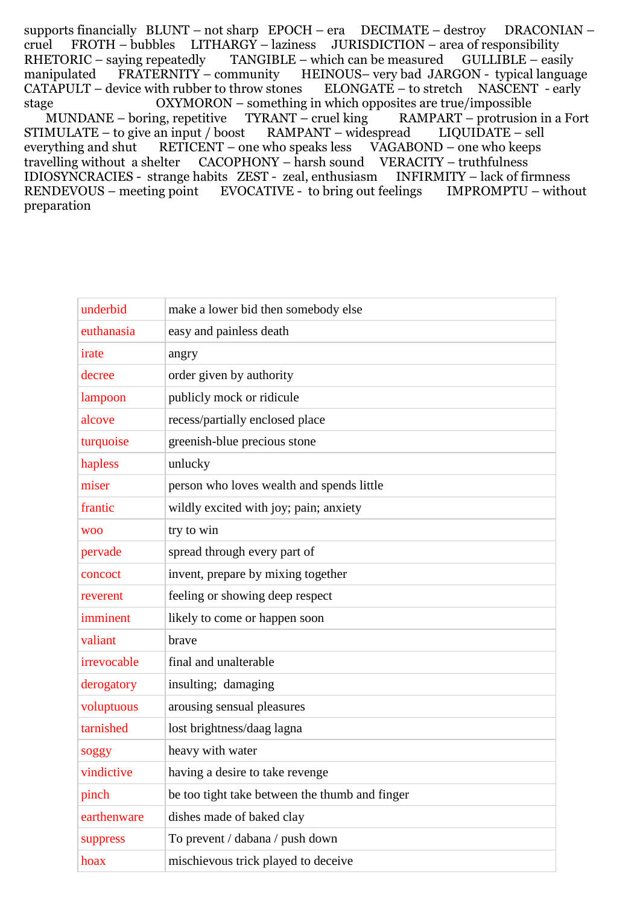supports financially BLUNT – not sharp EPOCH – era DECIMATE – destroy DRACONIAN – cruel FROTH – bubbles LITHARGY – laziness JURISDICTION – area of responsibility RHETORIC – saying repeatedly TANGIBLE – which can be measured GULLIBLE – easily manipulated FRATERNITY – community HEINOUS– very bad JARGON - typical language CATAPULT – device with rubber to throw stones ELONGATE – to stretch NASCENT - early stage OXYMORON – something in which opposites are true/impossible MUNDANE – boring, repetitive TYRANT – cruel king RAMPART – protrusion in a Fort STIMULATE – to give an input / boost RAMPANT – widespread LIQUIDATE – sell everything and shut RETICENT – one who speaks less VAGABOND – one who keeps travelling without a shelter CACOPHONY – harsh sound VERACITY – truthfulness IDIOSYNCRACIES - strange habits ZEST - zeal, enthusiasm INFIRMITY – lack of firmness RENDEVOUS – meeting point EVOCATIVE - to bring out feelings IMPROMPTU – without preparation

| | |
|---|---|
| underbid | make a lower bid then somebody else |
| euthanasia | easy and painless death |
| irate | angry |
| decree | order given by authority |
| lampoon | publicly mock or ridicule |
| alcove | recess/partially enclosed place |
| turquoise | greenish-blue precious stone |
| hapless | unlucky |
| miser | person who loves wealth and spends little |
| frantic | wildly excited with joy; pain; anxiety |
| woo | try to win |
| pervade | spread through every part of |
| concoct | invent, prepare by mixing together |
| reverent | feeling or showing deep respect |
| imminent | likely to come or happen soon |
| valiant | brave |
| irrevocable | final and unalterable |
| derogatory | insulting; damaging |
| voluptuous | arousing sensual pleasures |
| tarnished | lost brightness/daag lagna |
| soggy | heavy with water |
| vindictive | having a desire to take revenge |
| pinch | be too tight take between the thumb and finger |
| earthenware | dishes made of baked clay |
| suppress | To prevent / dabana / push down |
| hoax | mischievous trick played to deceive |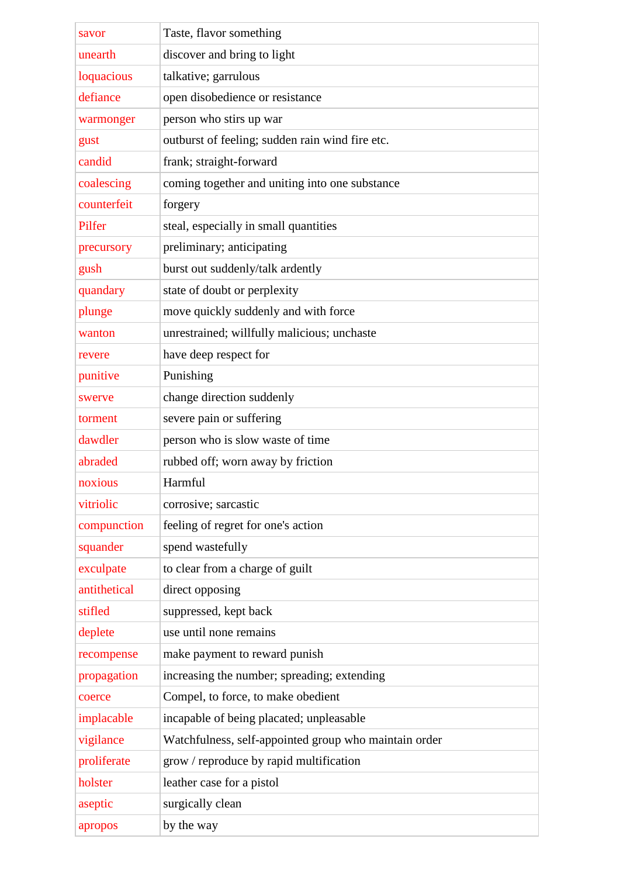| savor | Taste, flavor something |
|---|---|
| unearth | discover and bring to light |
| loquacious | talkative; garrulous |
| defiance | open disobedience or resistance |
| warmonger | person who stirs up war |
| gust | outburst of feeling; sudden rain wind fire etc. |
| candid | frank; straight-forward |
| coalescing | coming together and uniting into one substance |
| counterfeit | forgery |
| Pilfer | steal, especially in small quantities |
| precursory | preliminary; anticipating |
| gush | burst out suddenly/talk ardently |
| quandary | state of doubt or perplexity |
| plunge | move quickly suddenly and with force |
| wanton | unrestrained; willfully malicious; unchaste |
| revere | have deep respect for |
| punitive | Punishing |
| swerve | change direction suddenly |
| torment | severe pain or suffering |
| dawdler | person who is slow waste of time |
| abraded | rubbed off; worn away by friction |
| noxious | Harmful |
| vitriolic | corrosive; sarcastic |
| compunction | feeling of regret for one's action |
| squander | spend wastefully |
| exculpate | to clear from a charge of guilt |
| antithetical | direct opposing |
| stifled | suppressed, kept back |
| deplete | use until none remains |
| recompense | make payment to reward punish |
| propagation | increasing the number; spreading; extending |
| coerce | Compel, to force, to make obedient |
| implacable | incapable of being placated; unpleasable |
| vigilance | Watchfulness, self-appointed group who maintain order |
| proliferate | grow / reproduce by rapid multification |
| holster | leather case for a pistol |
| aseptic | surgically clean |
| apropos | by the way |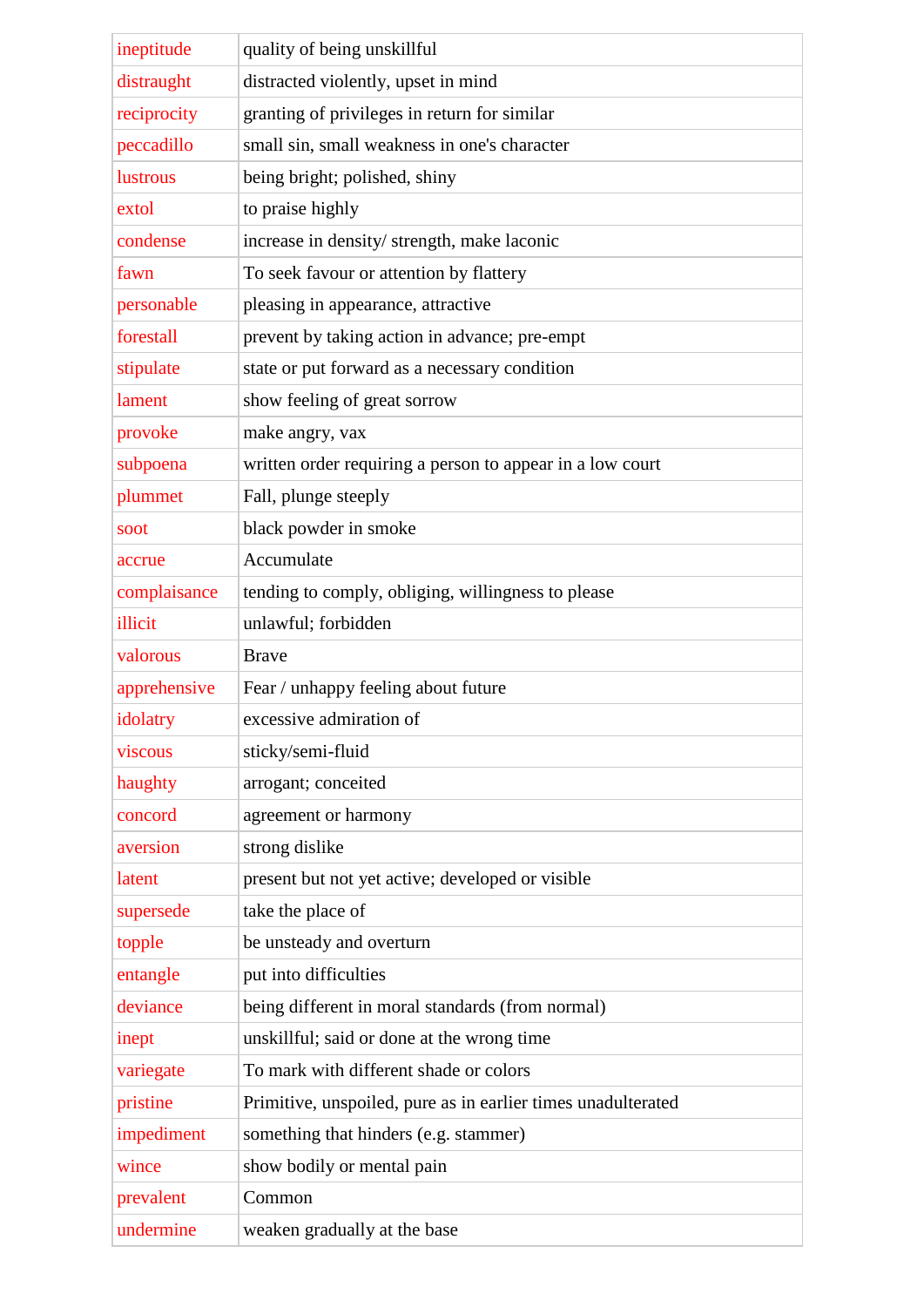| | |
|---|---|
| ineptitude | quality of being unskillful |
| distraught | distracted violently, upset in mind |
| reciprocity | granting of privileges in return for similar |
| peccadillo | small sin, small weakness in one's character |
| lustrous | being bright; polished, shiny |
| extol | to praise highly |
| condense | increase in density/ strength, make laconic |
| fawn | To seek favour or attention by flattery |
| personable | pleasing in appearance, attractive |
| forestall | prevent by taking action in advance; pre-empt |
| stipulate | state or put forward as a necessary condition |
| lament | show feeling of great sorrow |
| provoke | make angry, vax |
| subpoena | written order requiring a person to appear in a low court |
| plummet | Fall, plunge steeply |
| soot | black powder in smoke |
| accrue | Accumulate |
| complaisance | tending to comply, obliging, willingness to please |
| illicit | unlawful; forbidden |
| valorous | Brave |
| apprehensive | Fear / unhappy feeling about future |
| idolatry | excessive admiration of |
| viscous | sticky/semi-fluid |
| haughty | arrogant; conceited |
| concord | agreement or harmony |
| aversion | strong dislike |
| latent | present but not yet active; developed or visible |
| supersede | take the place of |
| topple | be unsteady and overturn |
| entangle | put into difficulties |
| deviance | being different in moral standards (from normal) |
| inept | unskillful; said or done at the wrong time |
| variegate | To mark with different shade or colors |
| pristine | Primitive, unspoiled, pure as in earlier times unadulterated |
| impediment | something that hinders (e.g. stammer) |
| wince | show bodily or mental pain |
| prevalent | Common |
| undermine | weaken gradually at the base |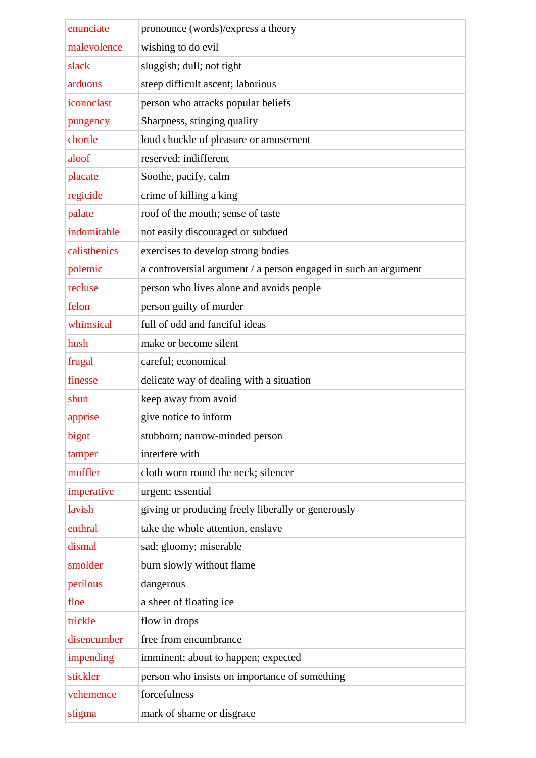| enunciate | pronounce (words)/express a theory |
|---|---|
| malevolence | wishing to do evil |
| slack | sluggish; dull; not tight |
| arduous | steep difficult ascent; laborious |
| iconoclast | person who attacks popular beliefs |
| pungency | Sharpness, stinging quality |
| chortle | loud chuckle of pleasure or amusement |
| aloof | reserved; indifferent |
| placate | Soothe, pacify, calm |
| regicide | crime of killing a king |
| palate | roof of the mouth; sense of taste |
| indomitable | not easily discouraged or subdued |
| calisthenics | exercises to develop strong bodies |
| polemic | a controversial argument / a person engaged in such an argument |
| recluse | person who lives alone and avoids people |
| felon | person guilty of murder |
| whimsical | full of odd and fanciful ideas |
| hush | make or become silent |
| frugal | careful; economical |
| finesse | delicate way of dealing with a situation |
| shun | keep away from avoid |
| apprise | give notice to inform |
| bigot | stubborn; narrow-minded person |
| tamper | interfere with |
| muffler | cloth worn round the neck; silencer |
| imperative | urgent; essential |
| lavish | giving or producing freely liberally or generously |
| enthral | take the whole attention, enslave |
| dismal | sad; gloomy; miserable |
| smolder | burn slowly without flame |
| perilous | dangerous |
| floe | a sheet of floating ice |
| trickle | flow in drops |
| disencumber | free from encumbrance |
| impending | imminent; about to happen; expected |
| stickler | person who insists on importance of something |
| vehemence | forcefulness |
| stigma | mark of shame or disgrace |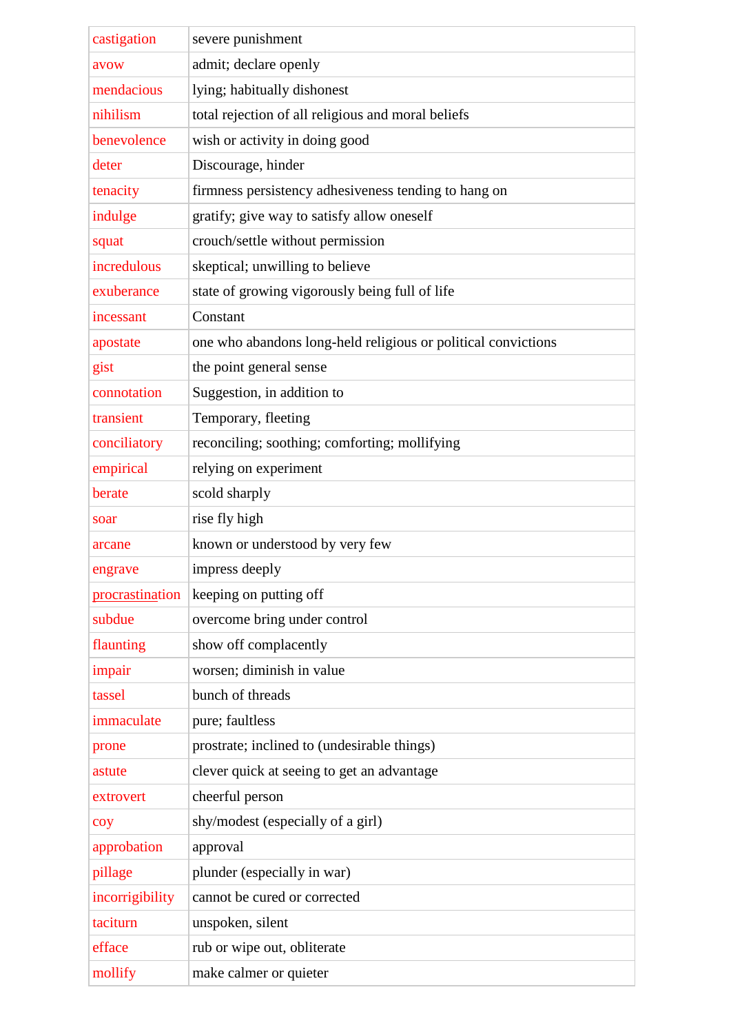| castigation | severe punishment |
|---|---|
| avow | admit; declare openly |
| mendacious | lying; habitually dishonest |
| nihilism | total rejection of all religious and moral beliefs |
| benevolence | wish or activity in doing good |
| deter | Discourage, hinder |
| tenacity | firmness persistency adhesiveness tending to hang on |
| indulge | gratify; give way to satisfy allow oneself |
| squat | crouch/settle without permission |
| incredulous | skeptical; unwilling to believe |
| exuberance | state of growing vigorously being full of life |
| incessant | Constant |
| apostate | one who abandons long-held religious or political convictions |
| gist | the point general sense |
| connotation | Suggestion, in addition to |
| transient | Temporary, fleeting |
| conciliatory | reconciling; soothing; comforting; mollifying |
| empirical | relying on experiment |
| berate | scold sharply |
| soar | rise fly high |
| arcane | known or understood by very few |
| engrave | impress deeply |
| procrastination | keeping on putting off |
| subdue | overcome bring under control |
| flaunting | show off complacently |
| impair | worsen; diminish in value |
| tassel | bunch of threads |
| immaculate | pure; faultless |
| prone | prostrate; inclined to (undesirable things) |
| astute | clever quick at seeing to get an advantage |
| extrovert | cheerful person |
| coy | shy/modest (especially of a girl) |
| approbation | approval |
| pillage | plunder (especially in war) |
| incorrigibility | cannot be cured or corrected |
| taciturn | unspoken, silent |
| efface | rub or wipe out, obliterate |
| mollify | make calmer or quieter |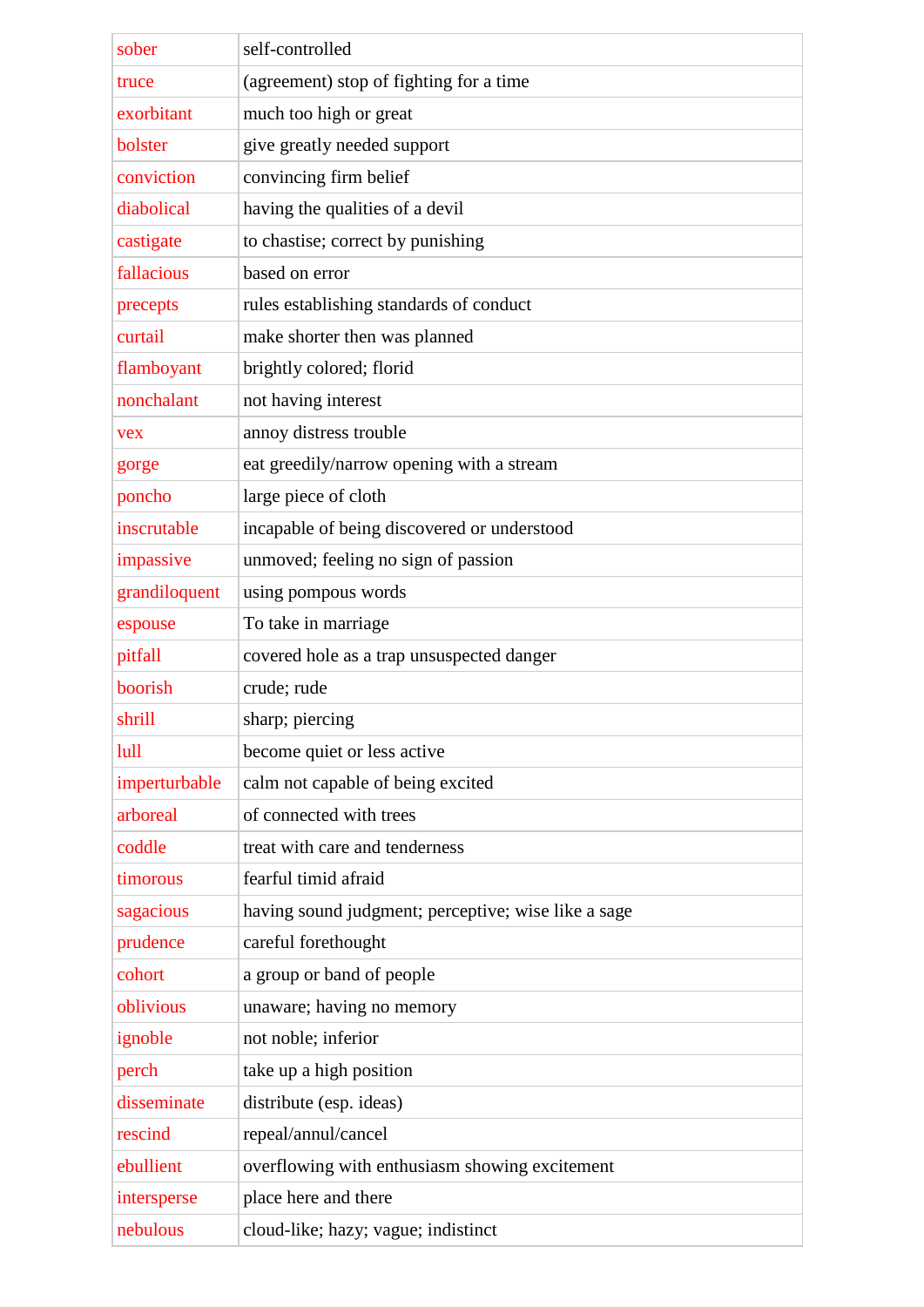| | |
|---|---|
| sober | self-controlled |
| truce | (agreement) stop of fighting for a time |
| exorbitant | much too high or great |
| bolster | give greatly needed support |
| conviction | convincing firm belief |
| diabolical | having the qualities of a devil |
| castigate | to chastise; correct by punishing |
| fallacious | based on error |
| precepts | rules establishing standards of conduct |
| curtail | make shorter then was planned |
| flamboyant | brightly colored; florid |
| nonchalant | not having interest |
| vex | annoy distress trouble |
| gorge | eat greedily/narrow opening with a stream |
| poncho | large piece of cloth |
| inscrutable | incapable of being discovered or understood |
| impassive | unmoved; feeling no sign of passion |
| grandiloquent | using pompous words |
| espouse | To take in marriage |
| pitfall | covered hole as a trap unsuspected danger |
| boorish | crude; rude |
| shrill | sharp; piercing |
| lull | become quiet or less active |
| imperturbable | calm not capable of being excited |
| arboreal | of connected with trees |
| coddle | treat with care and tenderness |
| timorous | fearful timid afraid |
| sagacious | having sound judgment; perceptive; wise like a sage |
| prudence | careful forethought |
| cohort | a group or band of people |
| oblivious | unaware; having no memory |
| ignoble | not noble; inferior |
| perch | take up a high position |
| disseminate | distribute (esp. ideas) |
| rescind | repeal/annul/cancel |
| ebullient | overflowing with enthusiasm showing excitement |
| intersperse | place here and there |
| nebulous | cloud-like; hazy; vague; indistinct |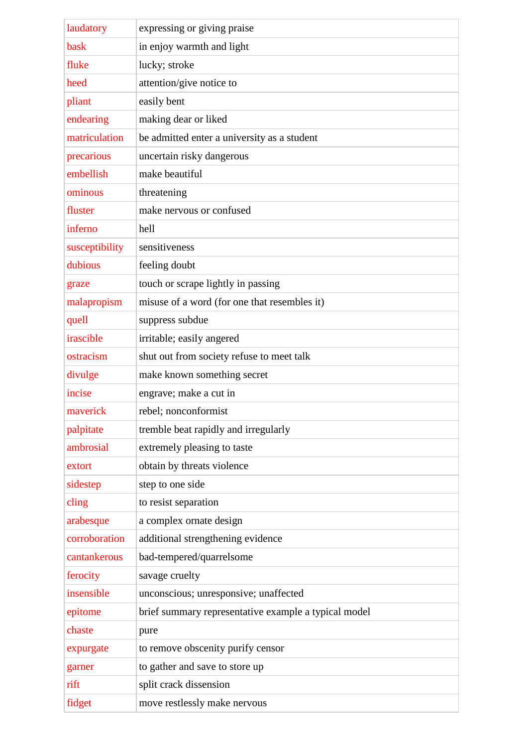| | |
|---|---|
| laudatory | expressing or giving praise |
| bask | in enjoy warmth and light |
| fluke | lucky; stroke |
| heed | attention/give notice to |
| pliant | easily bent |
| endearing | making dear or liked |
| matriculation | be admitted enter a university as a student |
| precarious | uncertain risky dangerous |
| embellish | make beautiful |
| ominous | threatening |
| fluster | make nervous or confused |
| inferno | hell |
| susceptibility | sensitiveness |
| dubious | feeling doubt |
| graze | touch or scrape lightly in passing |
| malapropism | misuse of a word (for one that resembles it) |
| quell | suppress subdue |
| irascible | irritable; easily angered |
| ostracism | shut out from society refuse to meet talk |
| divulge | make known something secret |
| incise | engrave; make a cut in |
| maverick | rebel; nonconformist |
| palpitate | tremble beat rapidly and irregularly |
| ambrosial | extremely pleasing to taste |
| extort | obtain by threats violence |
| sidestep | step to one side |
| cling | to resist separation |
| arabesque | a complex ornate design |
| corroboration | additional strengthening evidence |
| cantankerous | bad-tempered/quarrelsome |
| ferocity | savage cruelty |
| insensible | unconscious; unresponsive; unaffected |
| epitome | brief summary representative example a typical model |
| chaste | pure |
| expurgate | to remove obscenity purify censor |
| garner | to gather and save to store up |
| rift | split crack dissension |
| fidget | move restlessly make nervous |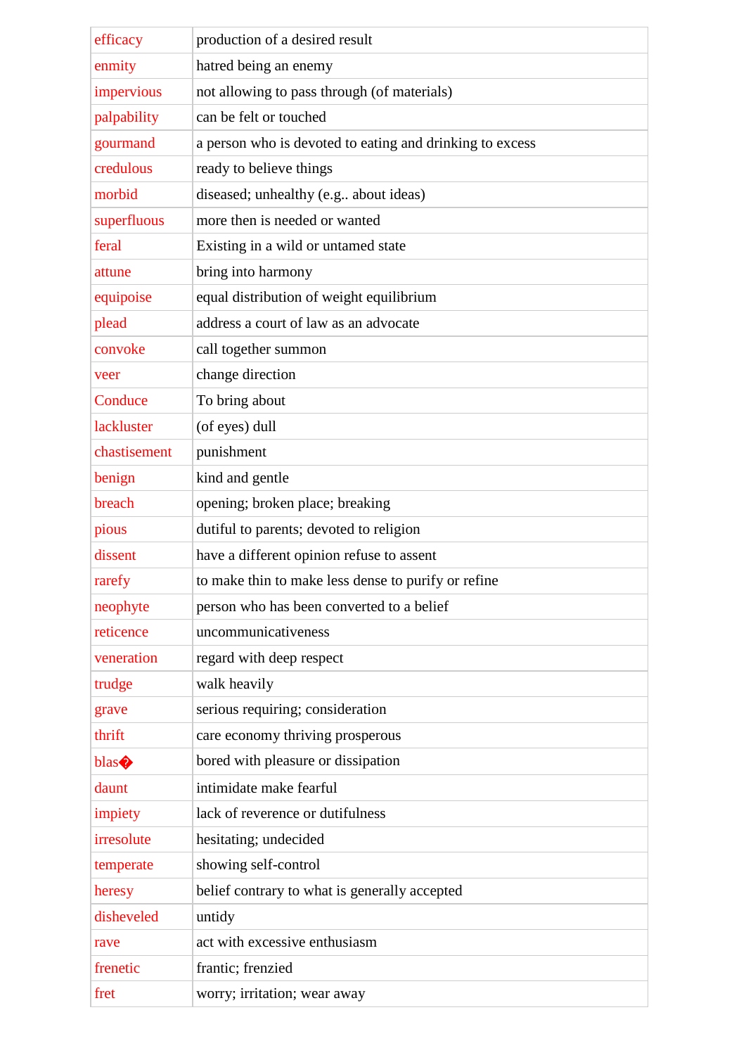| | |
|---|---|
| efficacy | production of a desired result |
| enmity | hatred being an enemy |
| impervious | not allowing to pass through (of materials) |
| palpability | can be felt or touched |
| gourmand | a person who is devoted to eating and drinking to excess |
| credulous | ready to believe things |
| morbid | diseased; unhealthy (e.g.. about ideas) |
| superfluous | more then is needed or wanted |
| feral | Existing in a wild or untamed state |
| attune | bring into harmony |
| equipoise | equal distribution of weight equilibrium |
| plead | address a court of law as an advocate |
| convoke | call together summon |
| veer | change direction |
| Conduce | To bring about |
| lackluster | (of eyes) dull |
| chastisement | punishment |
| benign | kind and gentle |
| breach | opening; broken place; breaking |
| pious | dutiful to parents; devoted to religion |
| dissent | have a different opinion refuse to assent |
| rarefy | to make thin to make less dense to purify or refine |
| neophyte | person who has been converted to a belief |
| reticence | uncommunicativeness |
| veneration | regard with deep respect |
| trudge | walk heavily |
| grave | serious requiring; consideration |
| thrift | care economy thriving prosperous |
| blas� | bored with pleasure or dissipation |
| daunt | intimidate make fearful |
| impiety | lack of reverence or dutifulness |
| irresolute | hesitating; undecided |
| temperate | showing self-control |
| heresy | belief contrary to what is generally accepted |
| disheveled | untidy |
| rave | act with excessive enthusiasm |
| frenetic | frantic; frenzied |
| fret | worry; irritation; wear away |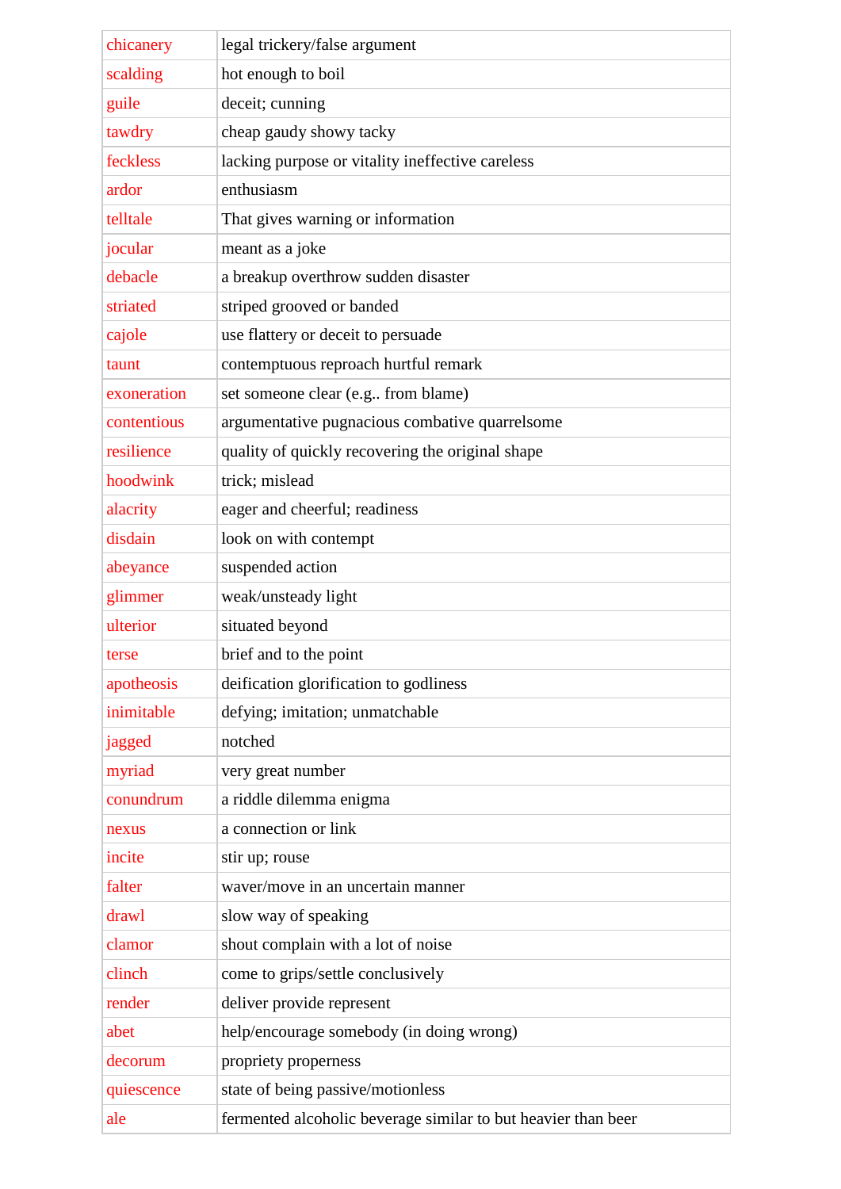| chicanery | legal trickery/false argument |
|---|---|
| scalding | hot enough to boil |
| guile | deceit; cunning |
| tawdry | cheap gaudy showy tacky |
| feckless | lacking purpose or vitality ineffective careless |
| ardor | enthusiasm |
| telltale | That gives warning or information |
| jocular | meant as a joke |
| debacle | a breakup overthrow sudden disaster |
| striated | striped grooved or banded |
| cajole | use flattery or deceit to persuade |
| taunt | contemptuous reproach hurtful remark |
| exoneration | set someone clear (e.g.. from blame) |
| contentious | argumentative pugnacious combative quarrelsome |
| resilience | quality of quickly recovering the original shape |
| hoodwink | trick; mislead |
| alacrity | eager and cheerful; readiness |
| disdain | look on with contempt |
| abeyance | suspended action |
| glimmer | weak/unsteady light |
| ulterior | situated beyond |
| terse | brief and to the point |
| apotheosis | deification glorification to godliness |
| inimitable | defying; imitation; unmatchable |
| jagged | notched |
| myriad | very great number |
| conundrum | a riddle dilemma enigma |
| nexus | a connection or link |
| incite | stir up; rouse |
| falter | waver/move in an uncertain manner |
| drawl | slow way of speaking |
| clamor | shout complain with a lot of noise |
| clinch | come to grips/settle conclusively |
| render | deliver provide represent |
| abet | help/encourage somebody (in doing wrong) |
| decorum | propriety properness |
| quiescence | state of being passive/motionless |
| ale | fermented alcoholic beverage similar to but heavier than beer |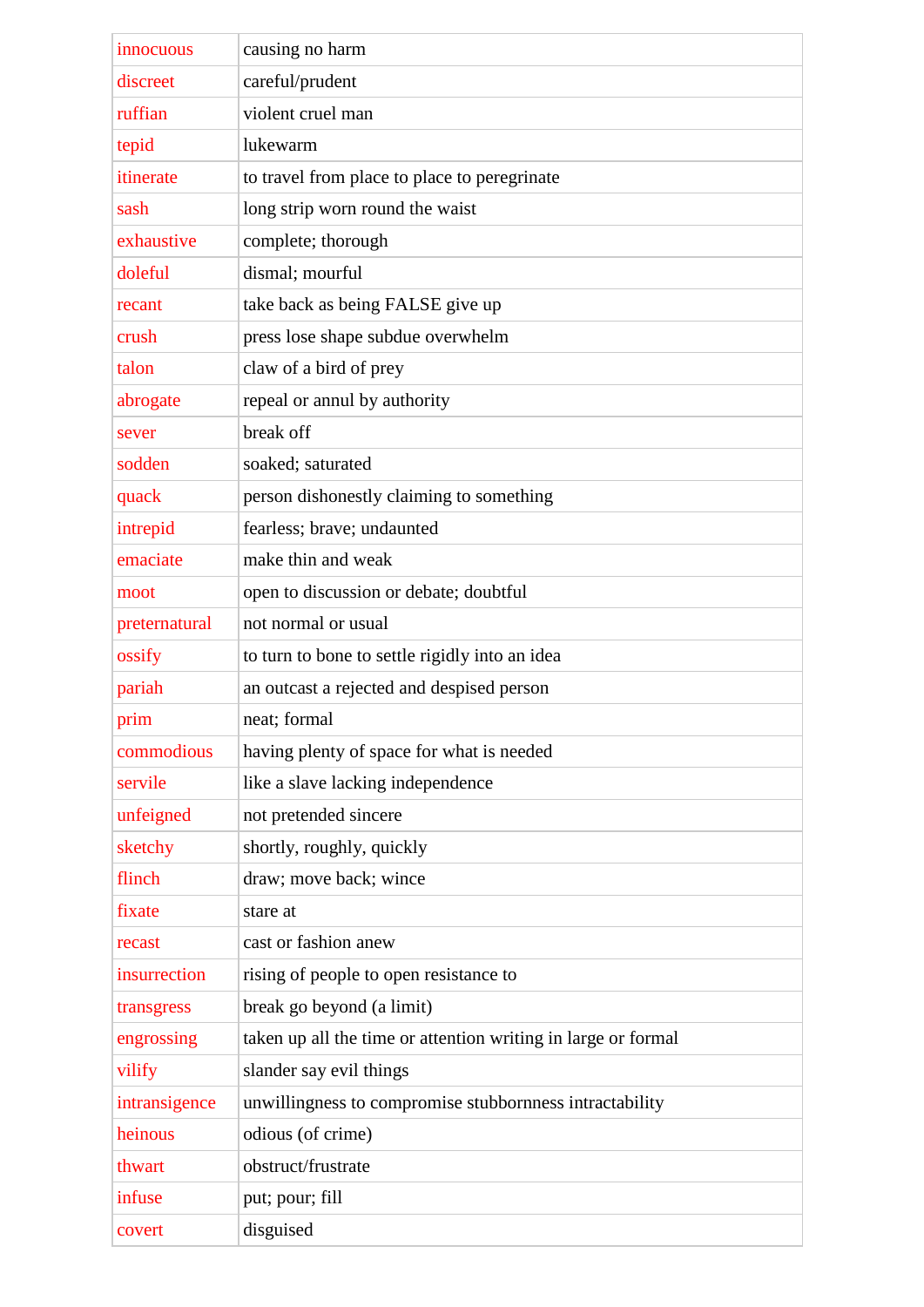| innocuous | causing no harm |
|---|---|
| discreet | careful/prudent |
| ruffian | violent cruel man |
| tepid | lukewarm |
| itinerate | to travel from place to place to peregrinate |
| sash | long strip worn round the waist |
| exhaustive | complete; thorough |
| doleful | dismal; mourful |
| recant | take back as being FALSE give up |
| crush | press lose shape subdue overwhelm |
| talon | claw of a bird of prey |
| abrogate | repeal or annul by authority |
| sever | break off |
| sodden | soaked; saturated |
| quack | person dishonestly claiming to something |
| intrepid | fearless; brave; undaunted |
| emaciate | make thin and weak |
| moot | open to discussion or debate; doubtful |
| preternatural | not normal or usual |
| ossify | to turn to bone to settle rigidly into an idea |
| pariah | an outcast a rejected and despised person |
| prim | neat; formal |
| commodious | having plenty of space for what is needed |
| servile | like a slave lacking independence |
| unfeigned | not pretended sincere |
| sketchy | shortly, roughly, quickly |
| flinch | draw; move back; wince |
| fixate | stare at |
| recast | cast or fashion anew |
| insurrection | rising of people to open resistance to |
| transgress | break go beyond (a limit) |
| engrossing | taken up all the time or attention writing in large or formal |
| vilify | slander say evil things |
| intransigence | unwillingness to compromise stubbornness intractability |
| heinous | odious (of crime) |
| thwart | obstruct/frustrate |
| infuse | put; pour; fill |
| covert | disguised |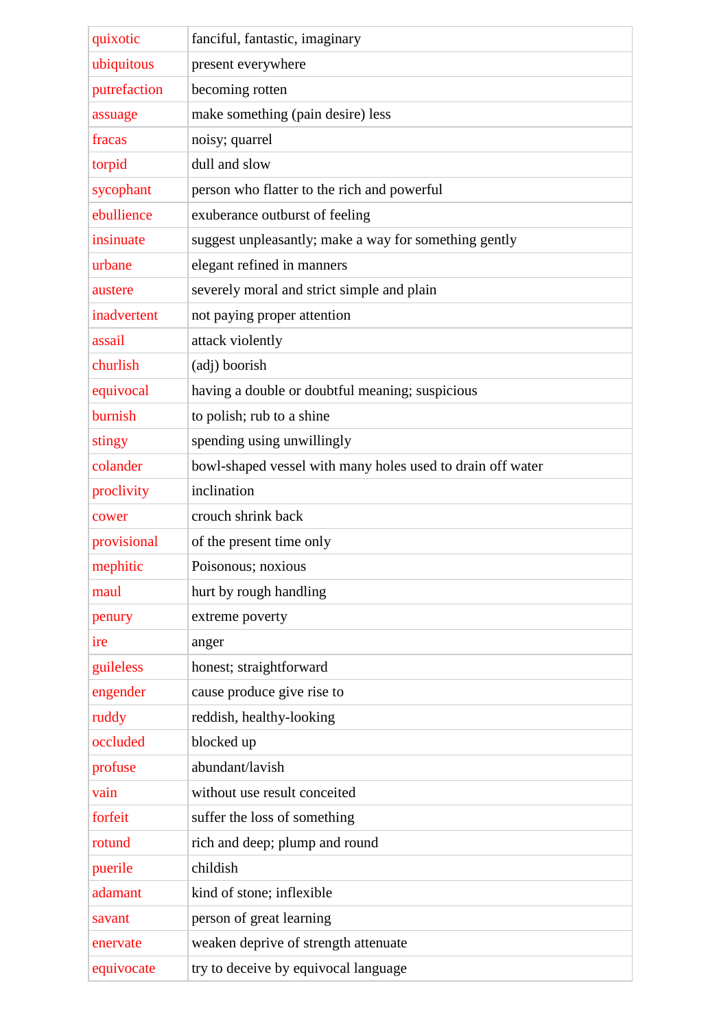| | |
|---|---|
| quixotic | fanciful, fantastic, imaginary |
| ubiquitous | present everywhere |
| putrefaction | becoming rotten |
| assuage | make something (pain desire) less |
| fracas | noisy; quarrel |
| torpid | dull and slow |
| sycophant | person who flatter to the rich and powerful |
| ebullience | exuberance outburst of feeling |
| insinuate | suggest unpleasantly; make a way for something gently |
| urbane | elegant refined in manners |
| austere | severely moral and strict simple and plain |
| inadvertent | not paying proper attention |
| assail | attack violently |
| churlish | (adj) boorish |
| equivocal | having a double or doubtful meaning; suspicious |
| burnish | to polish; rub to a shine |
| stingy | spending using unwillingly |
| colander | bowl-shaped vessel with many holes used to drain off water |
| proclivity | inclination |
| cower | crouch shrink back |
| provisional | of the present time only |
| mephitic | Poisonous; noxious |
| maul | hurt by rough handling |
| penury | extreme poverty |
| ire | anger |
| guileless | honest; straightforward |
| engender | cause produce give rise to |
| ruddy | reddish, healthy-looking |
| occluded | blocked up |
| profuse | abundant/lavish |
| vain | without use result conceited |
| forfeit | suffer the loss of something |
| rotund | rich and deep; plump and round |
| puerile | childish |
| adamant | kind of stone; inflexible |
| savant | person of great learning |
| enervate | weaken deprive of strength attenuate |
| equivocate | try to deceive by equivocal language |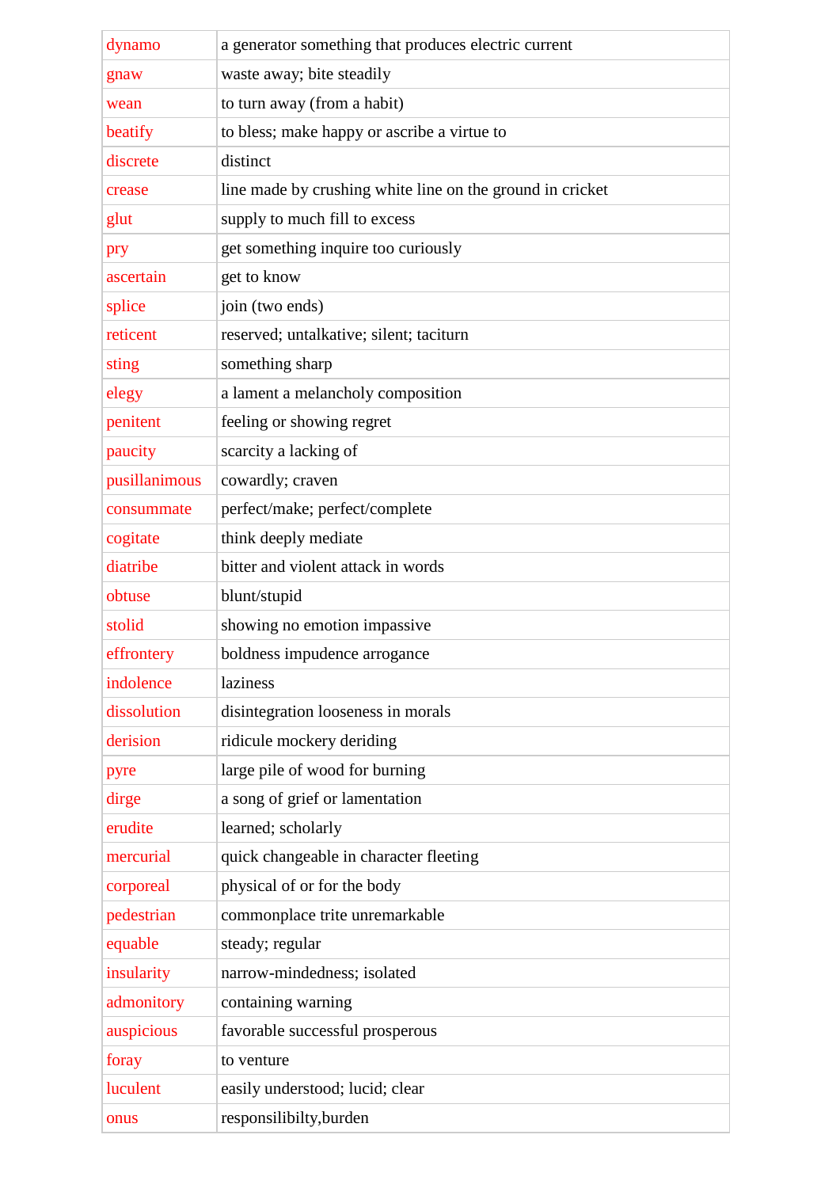| | |
|---|---|
| dynamo | a generator something that produces electric current |
| gnaw | waste away; bite steadily |
| wean | to turn away (from a habit) |
| beatify | to bless; make happy or ascribe a virtue to |
| discrete | distinct |
| crease | line made by crushing white line on the ground in cricket |
| glut | supply to much fill to excess |
| pry | get something inquire too curiously |
| ascertain | get to know |
| splice | join (two ends) |
| reticent | reserved; untalkative; silent; taciturn |
| sting | something sharp |
| elegy | a lament a melancholy composition |
| penitent | feeling or showing regret |
| paucity | scarcity a lacking of |
| pusillanimous | cowardly; craven |
| consummate | perfect/make; perfect/complete |
| cogitate | think deeply mediate |
| diatribe | bitter and violent attack in words |
| obtuse | blunt/stupid |
| stolid | showing no emotion impassive |
| effrontery | boldness impudence arrogance |
| indolence | laziness |
| dissolution | disintegration looseness in morals |
| derision | ridicule mockery deriding |
| pyre | large pile of wood for burning |
| dirge | a song of grief or lamentation |
| erudite | learned; scholarly |
| mercurial | quick changeable in character fleeting |
| corporeal | physical of or for the body |
| pedestrian | commonplace trite unremarkable |
| equable | steady; regular |
| insularity | narrow-mindedness; isolated |
| admonitory | containing warning |
| auspicious | favorable successful prosperous |
| foray | to venture |
| luculent | easily understood; lucid; clear |
| onus | responsilibilty,burden |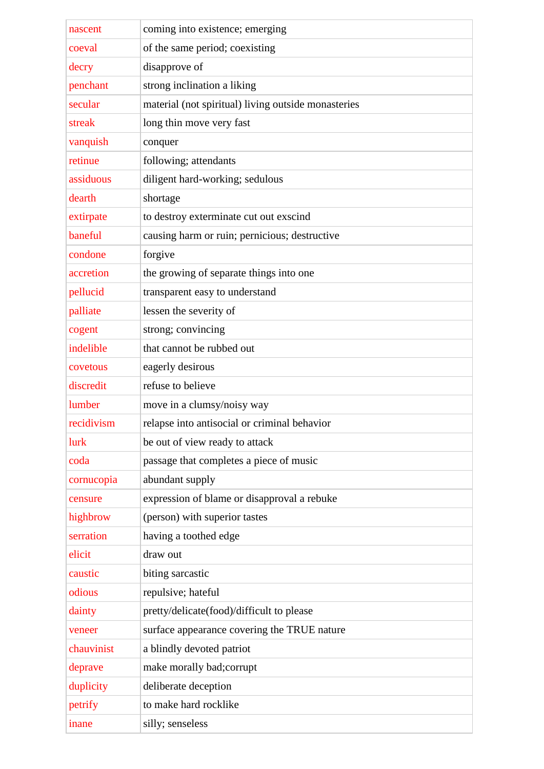| | |
|---|---|
| nascent | coming into existence; emerging |
| coeval | of the same period; coexisting |
| decry | disapprove of |
| penchant | strong inclination a liking |
| secular | material (not spiritual) living outside monasteries |
| streak | long thin move very fast |
| vanquish | conquer |
| retinue | following; attendants |
| assiduous | diligent hard-working; sedulous |
| dearth | shortage |
| extirpate | to destroy exterminate cut out exscind |
| baneful | causing harm or ruin; pernicious; destructive |
| condone | forgive |
| accretion | the growing of separate things into one |
| pellucid | transparent easy to understand |
| palliate | lessen the severity of |
| cogent | strong; convincing |
| indelible | that cannot be rubbed out |
| covetous | eagerly desirous |
| discredit | refuse to believe |
| lumber | move in a clumsy/noisy way |
| recidivism | relapse into antisocial or criminal behavior |
| lurk | be out of view ready to attack |
| coda | passage that completes a piece of music |
| cornucopia | abundant supply |
| censure | expression of blame or disapproval a rebuke |
| highbrow | (person) with superior tastes |
| serration | having a toothed edge |
| elicit | draw out |
| caustic | biting sarcastic |
| odious | repulsive; hateful |
| dainty | pretty/delicate(food)/difficult to please |
| veneer | surface appearance covering the TRUE nature |
| chauvinist | a blindly devoted patriot |
| deprave | make morally bad;corrupt |
| duplicity | deliberate deception |
| petrify | to make hard rocklike |
| inane | silly; senseless |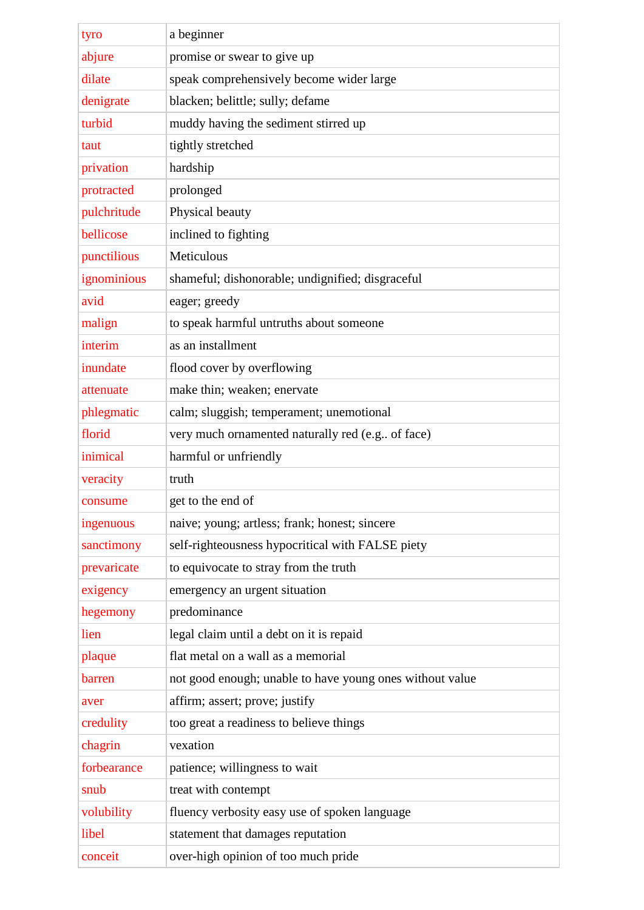| tyro | a beginner |
|---|---|
| abjure | promise or swear to give up |
| dilate | speak comprehensively become wider large |
| denigrate | blacken; belittle; sully; defame |
| turbid | muddy having the sediment stirred up |
| taut | tightly stretched |
| privation | hardship |
| protracted | prolonged |
| pulchritude | Physical beauty |
| bellicose | inclined to fighting |
| punctilious | Meticulous |
| ignominious | shameful; dishonorable; undignified; disgraceful |
| avid | eager; greedy |
| malign | to speak harmful untruths about someone |
| interim | as an installment |
| inundate | flood cover by overflowing |
| attenuate | make thin; weaken; enervate |
| phlegmatic | calm; sluggish; temperament; unemotional |
| florid | very much ornamented naturally red (e.g.. of face) |
| inimical | harmful or unfriendly |
| veracity | truth |
| consume | get to the end of |
| ingenuous | naive; young; artless; frank; honest; sincere |
| sanctimony | self-righteousness hypocritical with FALSE piety |
| prevaricate | to equivocate to stray from the truth |
| exigency | emergency an urgent situation |
| hegemony | predominance |
| lien | legal claim until a debt on it is repaid |
| plaque | flat metal on a wall as a memorial |
| barren | not good enough; unable to have young ones without value |
| aver | affirm; assert; prove; justify |
| credulity | too great a readiness to believe things |
| chagrin | vexation |
| forbearance | patience; willingness to wait |
| snub | treat with contempt |
| volubility | fluency verbosity easy use of spoken language |
| libel | statement that damages reputation |
| conceit | over-high opinion of too much pride |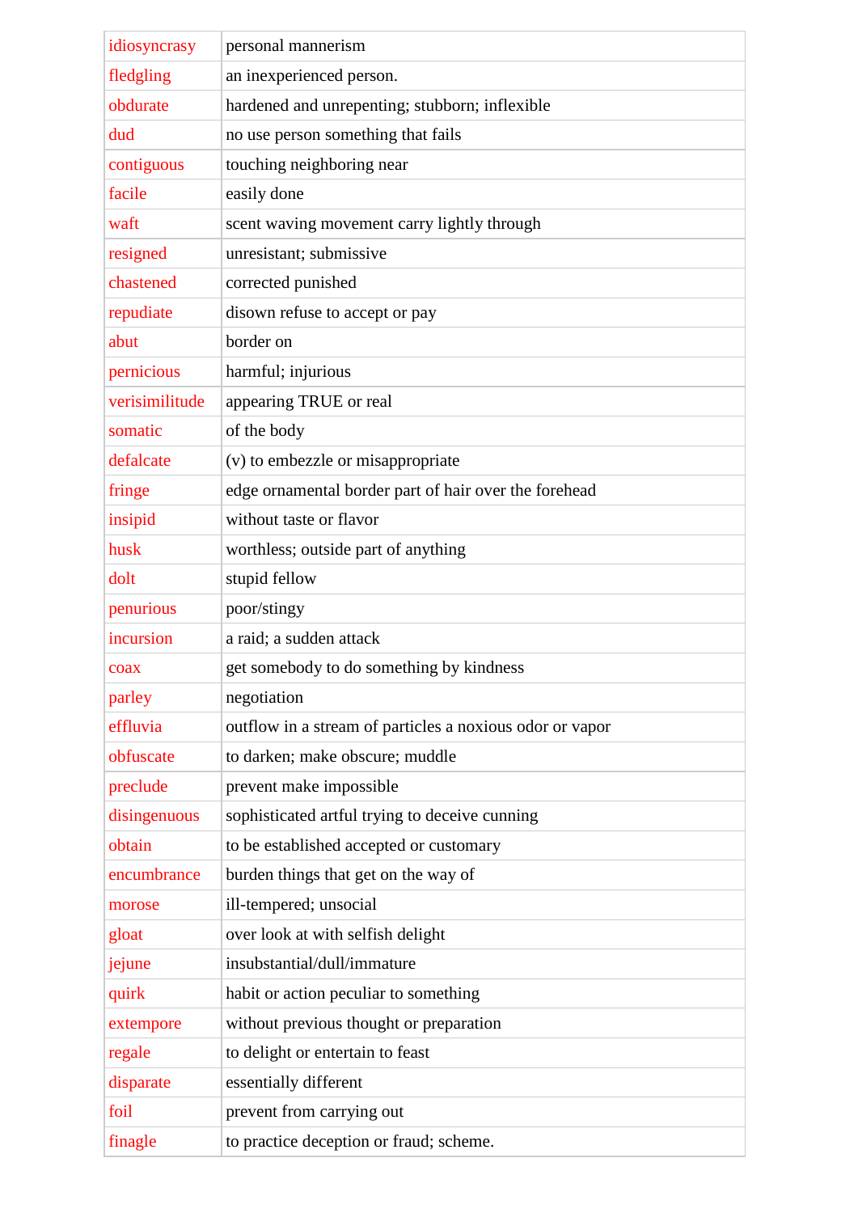| | |
|---|---|
| idiosyncrasy | personal mannerism |
| fledgling | an inexperienced person. |
| obdurate | hardened and unrepenting; stubborn; inflexible |
| dud | no use person something that fails |
| contiguous | touching neighboring near |
| facile | easily done |
| waft | scent waving movement carry lightly through |
| resigned | unresistant; submissive |
| chastened | corrected punished |
| repudiate | disown refuse to accept or pay |
| abut | border on |
| pernicious | harmful; injurious |
| verisimilitude | appearing TRUE or real |
| somatic | of the body |
| defalcate | (v) to embezzle or misappropriate |
| fringe | edge ornamental border part of hair over the forehead |
| insipid | without taste or flavor |
| husk | worthless; outside part of anything |
| dolt | stupid fellow |
| penurious | poor/stingy |
| incursion | a raid; a sudden attack |
| coax | get somebody to do something by kindness |
| parley | negotiation |
| effluvia | outflow in a stream of particles a noxious odor or vapor |
| obfuscate | to darken; make obscure; muddle |
| preclude | prevent make impossible |
| disingenuous | sophisticated artful trying to deceive cunning |
| obtain | to be established accepted or customary |
| encumbrance | burden things that get on the way of |
| morose | ill-tempered; unsocial |
| gloat | over look at with selfish delight |
| jejune | insubstantial/dull/immature |
| quirk | habit or action peculiar to something |
| extempore | without previous thought or preparation |
| regale | to delight or entertain to feast |
| disparate | essentially different |
| foil | prevent from carrying out |
| finagle | to practice deception or fraud; scheme. |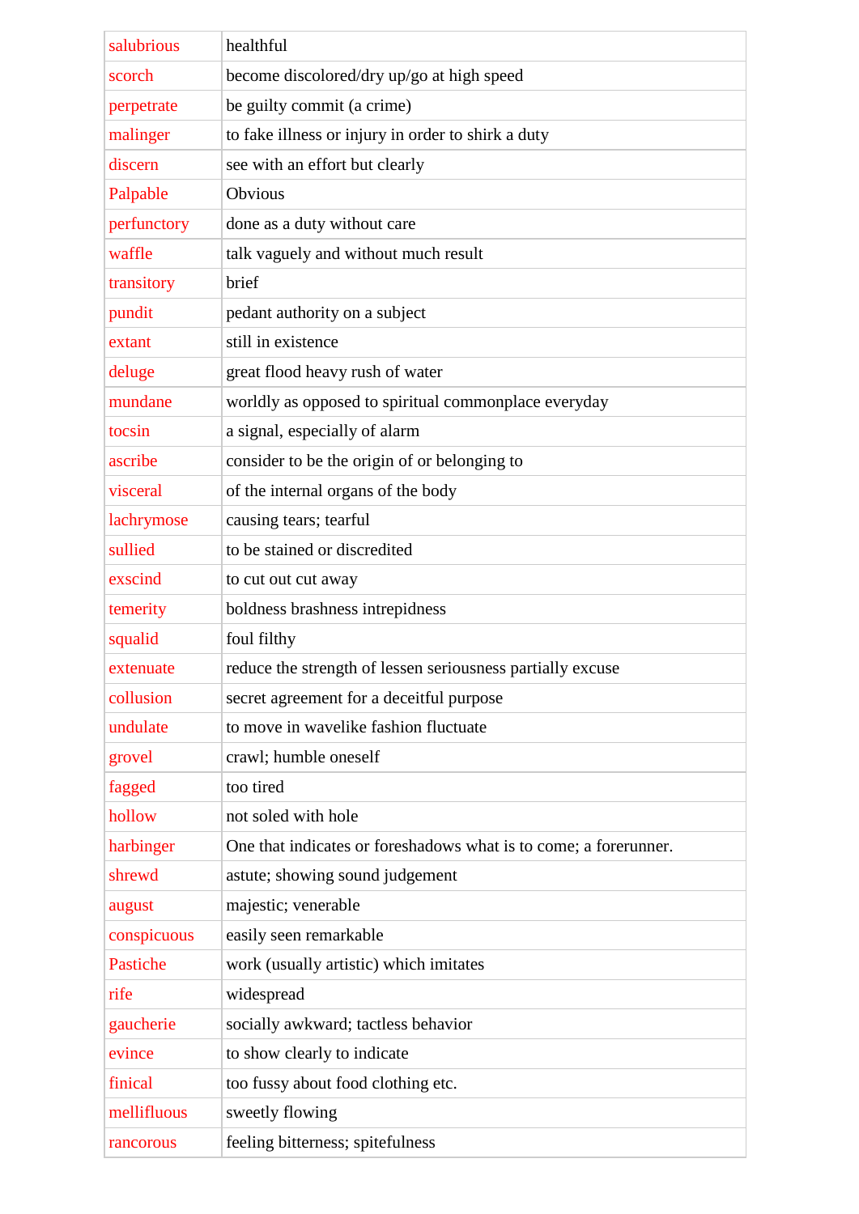| salubrious | healthful |
|---|---|
| scorch | become discolored/dry up/go at high speed |
| perpetrate | be guilty commit (a crime) |
| malinger | to fake illness or injury in order to shirk a duty |
| discern | see with an effort but clearly |
| Palpable | Obvious |
| perfunctory | done as a duty without care |
| waffle | talk vaguely and without much result |
| transitory | brief |
| pundit | pedant authority on a subject |
| extant | still in existence |
| deluge | great flood heavy rush of water |
| mundane | worldly as opposed to spiritual commonplace everyday |
| tocsin | a signal, especially of alarm |
| ascribe | consider to be the origin of or belonging to |
| visceral | of the internal organs of the body |
| lachrymose | causing tears; tearful |
| sullied | to be stained or discredited |
| exscind | to cut out cut away |
| temerity | boldness brashness intrepidness |
| squalid | foul filthy |
| extenuate | reduce the strength of lessen seriousness partially excuse |
| collusion | secret agreement for a deceitful purpose |
| undulate | to move in wavelike fashion fluctuate |
| grovel | crawl; humble oneself |
| fagged | too tired |
| hollow | not soled with hole |
| harbinger | One that indicates or foreshadows what is to come; a forerunner. |
| shrewd | astute; showing sound judgement |
| august | majestic; venerable |
| conspicuous | easily seen remarkable |
| Pastiche | work (usually artistic) which imitates |
| rife | widespread |
| gaucherie | socially awkward; tactless behavior |
| evince | to show clearly to indicate |
| finical | too fussy about food clothing etc. |
| mellifluous | sweetly flowing |
| rancorous | feeling bitterness; spitefulness |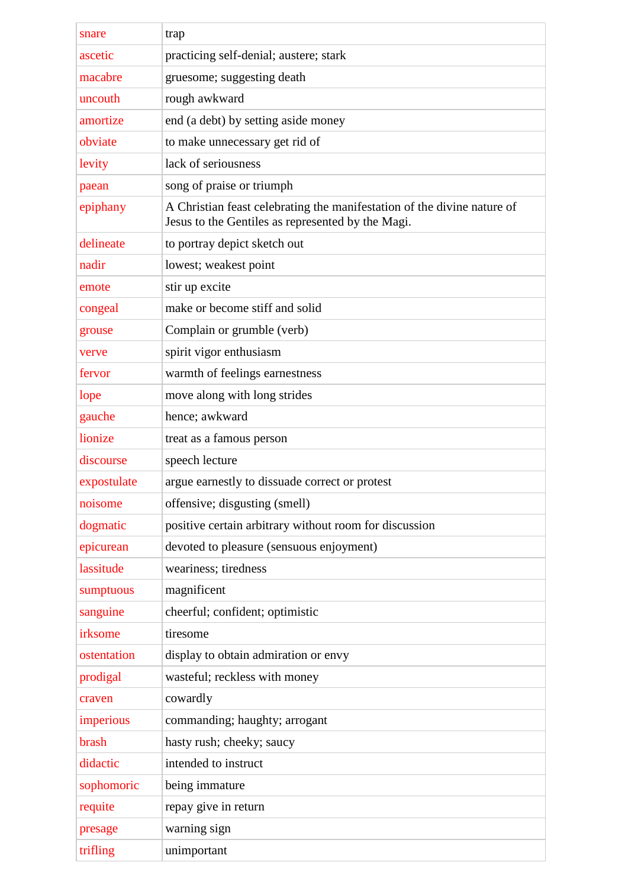| snare | trap |
|---|---|
| ascetic | practicing self-denial; austere; stark |
| macabre | gruesome; suggesting death |
| uncouth | rough awkward |
| amortize | end (a debt) by setting aside money |
| obviate | to make unnecessary get rid of |
| levity | lack of seriousness |
| paean | song of praise or triumph |
| epiphany | A Christian feast celebrating the manifestation of the divine nature of Jesus to the Gentiles as represented by the Magi. |
| delineate | to portray depict sketch out |
| nadir | lowest; weakest point |
| emote | stir up excite |
| congeal | make or become stiff and solid |
| grouse | Complain or grumble (verb) |
| verve | spirit vigor enthusiasm |
| fervor | warmth of feelings earnestness |
| lope | move along with long strides |
| gauche | hence; awkward |
| lionize | treat as a famous person |
| discourse | speech lecture |
| expostulate | argue earnestly to dissuade correct or protest |
| noisome | offensive; disgusting (smell) |
| dogmatic | positive certain arbitrary without room for discussion |
| epicurean | devoted to pleasure (sensuous enjoyment) |
| lassitude | weariness; tiredness |
| sumptuous | magnificent |
| sanguine | cheerful; confident; optimistic |
| irksome | tiresome |
| ostentation | display to obtain admiration or envy |
| prodigal | wasteful; reckless with money |
| craven | cowardly |
| imperious | commanding; haughty; arrogant |
| brash | hasty rush; cheeky; saucy |
| didactic | intended to instruct |
| sophomoric | being immature |
| requite | repay give in return |
| presage | warning sign |
| trifling | unimportant |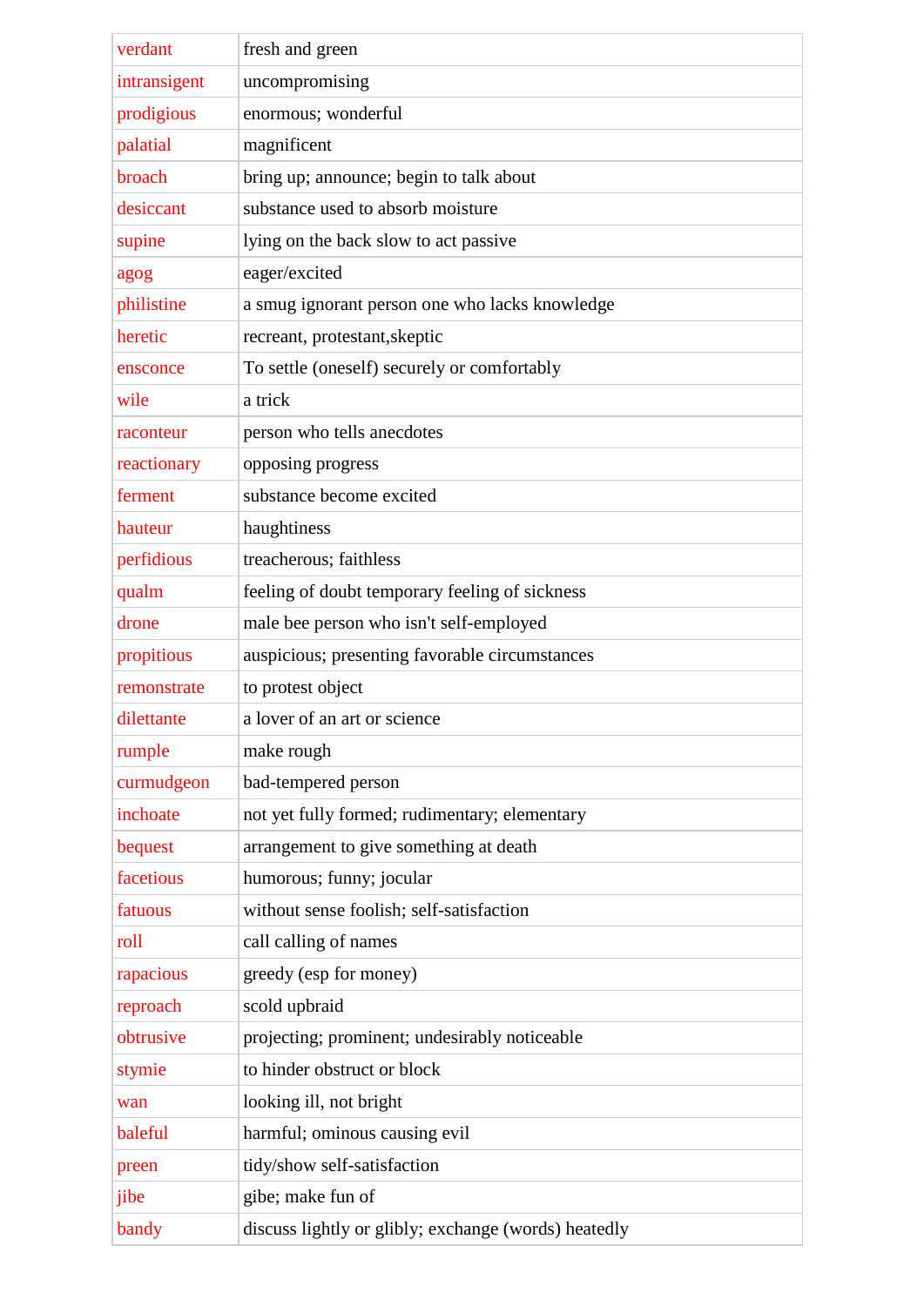| verdant | fresh and green |
|---|---|
| intransigent | uncompromising |
| prodigious | enormous; wonderful |
| palatial | magnificent |
| broach | bring up; announce; begin to talk about |
| desiccant | substance used to absorb moisture |
| supine | lying on the back slow to act passive |
| agog | eager/excited |
| philistine | a smug ignorant person one who lacks knowledge |
| heretic | recreant, protestant,skeptic |
| ensconce | To settle (oneself) securely or comfortably |
| wile | a trick |
| raconteur | person who tells anecdotes |
| reactionary | opposing progress |
| ferment | substance become excited |
| hauteur | haughtiness |
| perfidious | treacherous; faithless |
| qualm | feeling of doubt temporary feeling of sickness |
| drone | male bee person who isn't self-employed |
| propitious | auspicious; presenting favorable circumstances |
| remonstrate | to protest object |
| dilettante | a lover of an art or science |
| rumple | make rough |
| curmudgeon | bad-tempered person |
| inchoate | not yet fully formed; rudimentary; elementary |
| bequest | arrangement to give something at death |
| facetious | humorous; funny; jocular |
| fatuous | without sense foolish; self-satisfaction |
| roll | call calling of names |
| rapacious | greedy (esp for money) |
| reproach | scold upbraid |
| obtrusive | projecting; prominent; undesirably noticeable |
| stymie | to hinder obstruct or block |
| wan | looking ill, not bright |
| baleful | harmful; ominous causing evil |
| preen | tidy/show self-satisfaction |
| jibe | gibe; make fun of |
| bandy | discuss lightly or glibly; exchange (words) heatedly |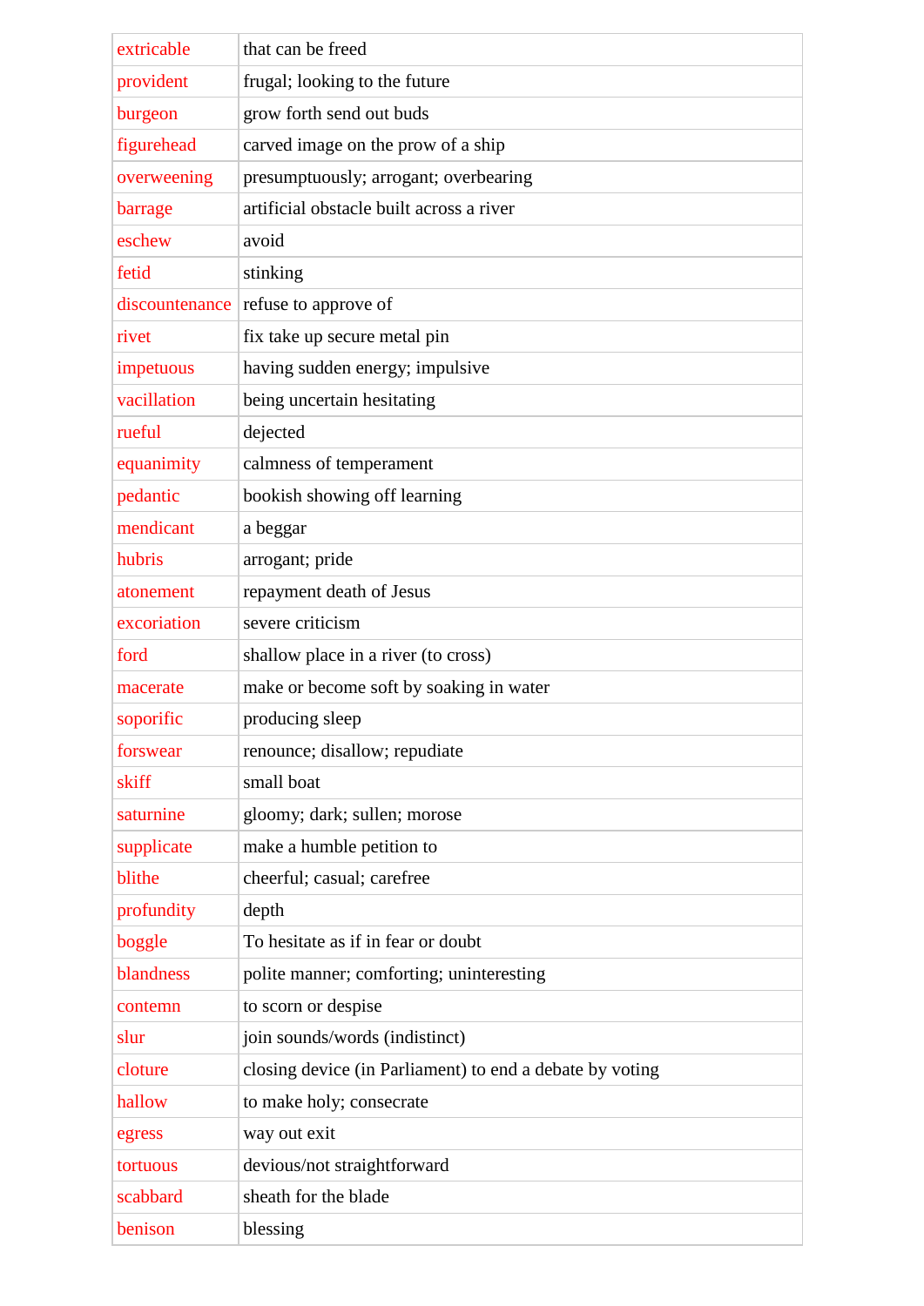| | |
|---|---|
| extricable | that can be freed |
| provident | frugal; looking to the future |
| burgeon | grow forth send out buds |
| figurehead | carved image on the prow of a ship |
| overweening | presumptuously; arrogant; overbearing |
| barrage | artificial obstacle built across a river |
| eschew | avoid |
| fetid | stinking |
| discountenance | refuse to approve of |
| rivet | fix take up secure metal pin |
| impetuous | having sudden energy; impulsive |
| vacillation | being uncertain hesitating |
| rueful | dejected |
| equanimity | calmness of temperament |
| pedantic | bookish showing off learning |
| mendicant | a beggar |
| hubris | arrogant; pride |
| atonement | repayment death of Jesus |
| excoriation | severe criticism |
| ford | shallow place in a river (to cross) |
| macerate | make or become soft by soaking in water |
| soporific | producing sleep |
| forswear | renounce; disallow; repudiate |
| skiff | small boat |
| saturnine | gloomy; dark; sullen; morose |
| supplicate | make a humble petition to |
| blithe | cheerful; casual; carefree |
| profundity | depth |
| boggle | To hesitate as if in fear or doubt |
| blandness | polite manner; comforting; uninteresting |
| contemn | to scorn or despise |
| slur | join sounds/words (indistinct) |
| cloture | closing device (in Parliament) to end a debate by voting |
| hallow | to make holy; consecrate |
| egress | way out exit |
| tortuous | devious/not straightforward |
| scabbard | sheath for the blade |
| benison | blessing |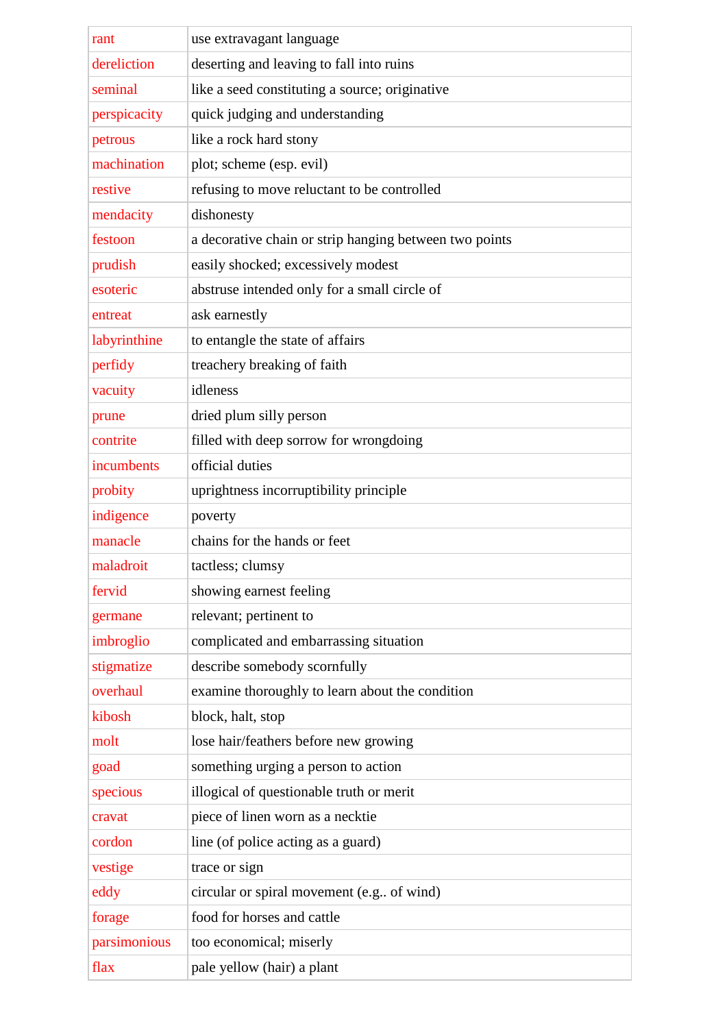| | |
|---|---|
| rant | use extravagant language |
| dereliction | deserting and leaving to fall into ruins |
| seminal | like a seed constituting a source; originative |
| perspicacity | quick judging and understanding |
| petrous | like a rock hard stony |
| machination | plot; scheme (esp. evil) |
| restive | refusing to move reluctant to be controlled |
| mendacity | dishonesty |
| festoon | a decorative chain or strip hanging between two points |
| prudish | easily shocked; excessively modest |
| esoteric | abstruse intended only for a small circle of |
| entreat | ask earnestly |
| labyrinthine | to entangle the state of affairs |
| perfidy | treachery breaking of faith |
| vacuity | idleness |
| prune | dried plum silly person |
| contrite | filled with deep sorrow for wrongdoing |
| incumbents | official duties |
| probity | uprightness incorruptibility principle |
| indigence | poverty |
| manacle | chains for the hands or feet |
| maladroit | tactless; clumsy |
| fervid | showing earnest feeling |
| germane | relevant; pertinent to |
| imbroglio | complicated and embarrassing situation |
| stigmatize | describe somebody scornfully |
| overhaul | examine thoroughly to learn about the condition |
| kibosh | block, halt, stop |
| molt | lose hair/feathers before new growing |
| goad | something urging a person to action |
| specious | illogical of questionable truth or merit |
| cravat | piece of linen worn as a necktie |
| cordon | line (of police acting as a guard) |
| vestige | trace or sign |
| eddy | circular or spiral movement (e.g.. of wind) |
| forage | food for horses and cattle |
| parsimonious | too economical; miserly |
| flax | pale yellow (hair) a plant |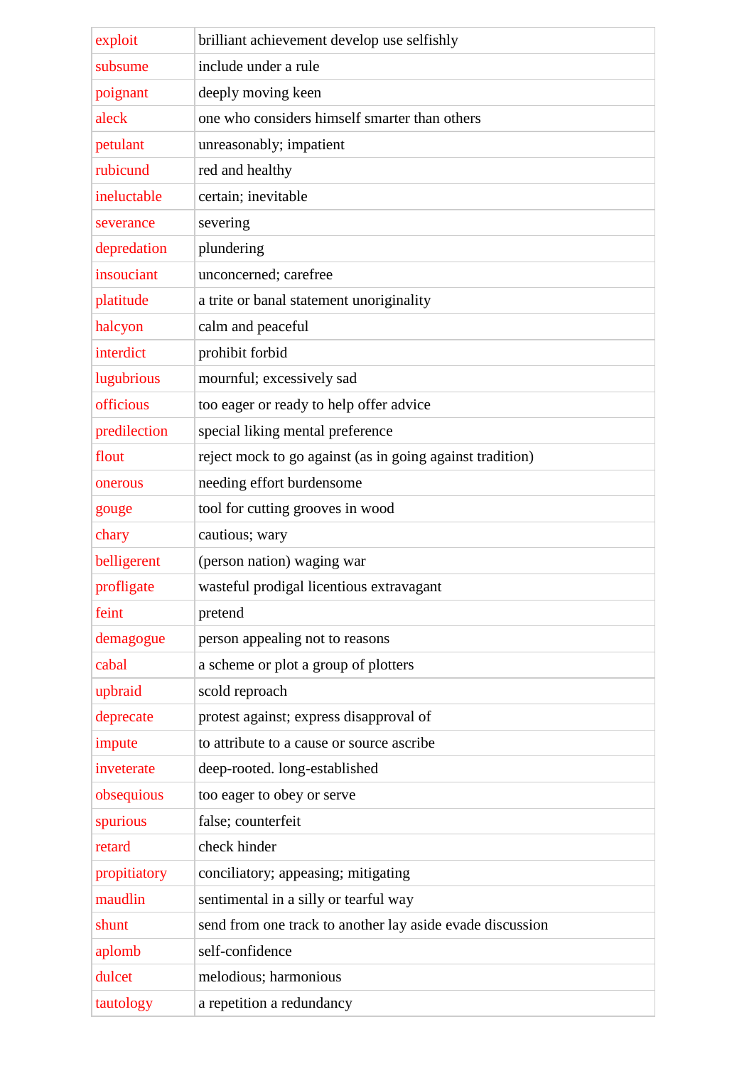| | |
|---|---|
| exploit | brilliant achievement develop use selfishly |
| subsume | include under a rule |
| poignant | deeply moving keen |
| aleck | one who considers himself smarter than others |
| petulant | unreasonably; impatient |
| rubicund | red and healthy |
| ineluctable | certain; inevitable |
| severance | severing |
| depredation | plundering |
| insouciant | unconcerned; carefree |
| platitude | a trite or banal statement unoriginality |
| halcyon | calm and peaceful |
| interdict | prohibit forbid |
| lugubrious | mournful; excessively sad |
| officious | too eager or ready to help offer advice |
| predilection | special liking mental preference |
| flout | reject mock to go against (as in going against tradition) |
| onerous | needing effort burdensome |
| gouge | tool for cutting grooves in wood |
| chary | cautious; wary |
| belligerent | (person nation) waging war |
| profligate | wasteful prodigal licentious extravagant |
| feint | pretend |
| demagogue | person appealing not to reasons |
| cabal | a scheme or plot a group of plotters |
| upbraid | scold reproach |
| deprecate | protest against; express disapproval of |
| impute | to attribute to a cause or source ascribe |
| inveterate | deep-rooted. long-established |
| obsequious | too eager to obey or serve |
| spurious | false; counterfeit |
| retard | check hinder |
| propitiatory | conciliatory; appeasing; mitigating |
| maudlin | sentimental in a silly or tearful way |
| shunt | send from one track to another lay aside evade discussion |
| aplomb | self-confidence |
| dulcet | melodious; harmonious |
| tautology | a repetition a redundancy |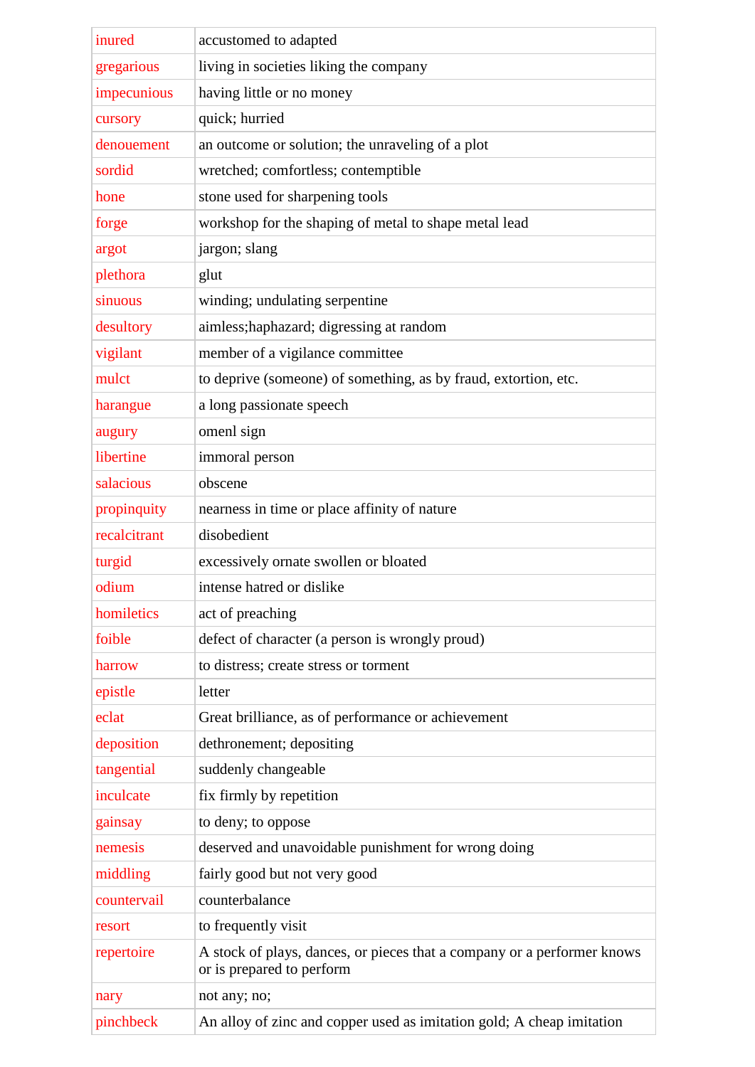| inured | accustomed to adapted |
|---|---|
| gregarious | living in societies liking the company |
| impecunious | having little or no money |
| cursory | quick; hurried |
| denouement | an outcome or solution; the unraveling of a plot |
| sordid | wretched; comfortless; contemptible |
| hone | stone used for sharpening tools |
| forge | workshop for the shaping of metal to shape metal lead |
| argot | jargon; slang |
| plethora | glut |
| sinuous | winding; undulating serpentine |
| desultory | aimless;haphazard; digressing at random |
| vigilant | member of a vigilance committee |
| mulct | to deprive (someone) of something, as by fraud, extortion, etc. |
| harangue | a long passionate speech |
| augury | omenl sign |
| libertine | immoral person |
| salacious | obscene |
| propinquity | nearness in time or place affinity of nature |
| recalcitrant | disobedient |
| turgid | excessively ornate swollen or bloated |
| odium | intense hatred or dislike |
| homiletics | act of preaching |
| foible | defect of character (a person is wrongly proud) |
| harrow | to distress; create stress or torment |
| epistle | letter |
| eclat | Great brilliance, as of performance or achievement |
| deposition | dethronement; depositing |
| tangential | suddenly changeable |
| inculcate | fix firmly by repetition |
| gainsay | to deny; to oppose |
| nemesis | deserved and unavoidable punishment for wrong doing |
| middling | fairly good but not very good |
| countervail | counterbalance |
| resort | to frequently visit |
| repertoire | A stock of plays, dances, or pieces that a company or a performer knows or is prepared to perform |
| nary | not any; no; |
| pinchbeck | An alloy of zinc and copper used as imitation gold; A cheap imitation |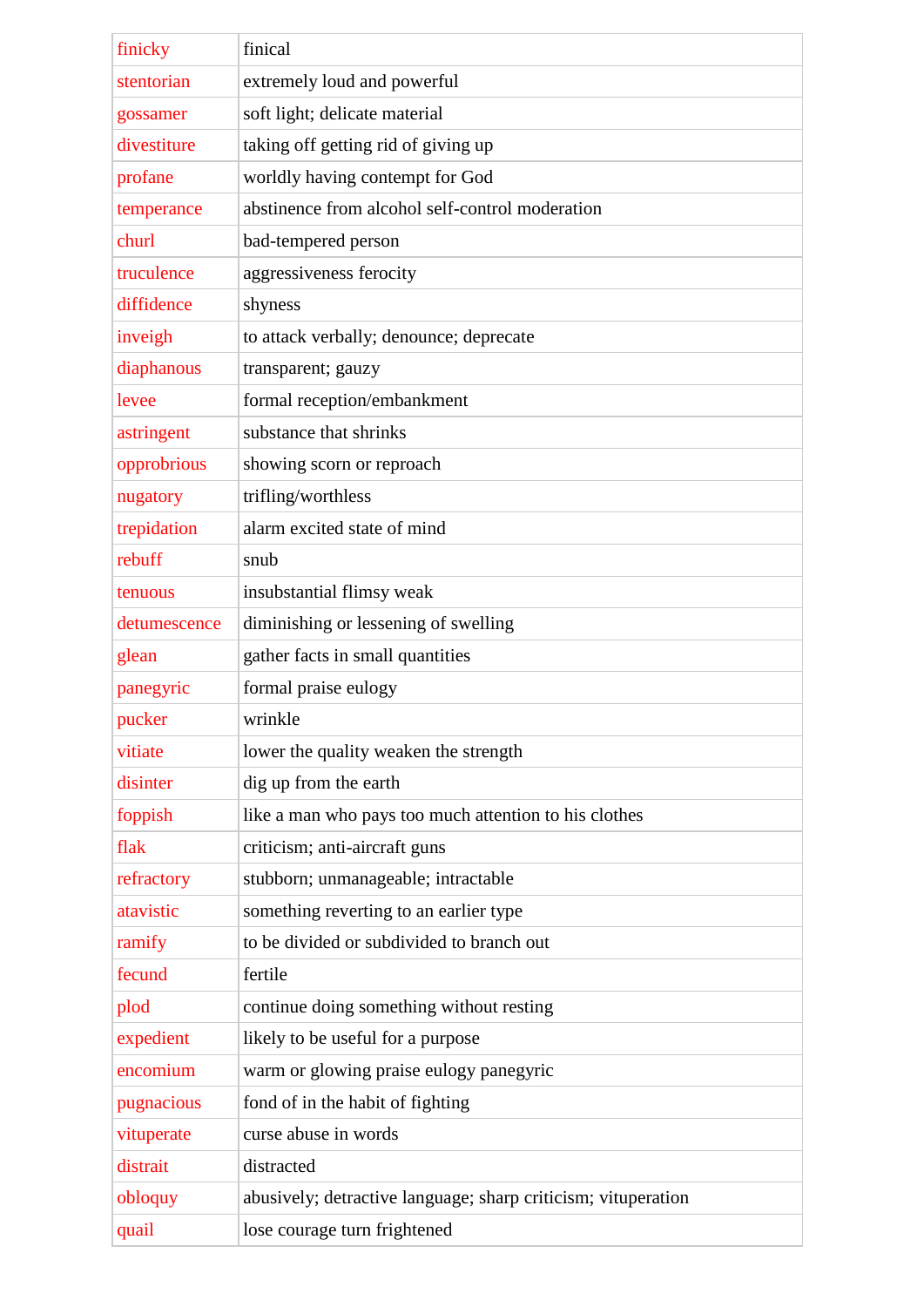| finicky | finical |
|---|---|
| stentorian | extremely loud and powerful |
| gossamer | soft light; delicate material |
| divestiture | taking off getting rid of giving up |
| profane | worldly having contempt for God |
| temperance | abstinence from alcohol self-control moderation |
| churl | bad-tempered person |
| truculence | aggressiveness ferocity |
| diffidence | shyness |
| inveigh | to attack verbally; denounce; deprecate |
| diaphanous | transparent; gauzy |
| levee | formal reception/embankment |
| astringent | substance that shrinks |
| opprobrious | showing scorn or reproach |
| nugatory | trifling/worthless |
| trepidation | alarm excited state of mind |
| rebuff | snub |
| tenuous | insubstantial flimsy weak |
| detumescence | diminishing or lessening of swelling |
| glean | gather facts in small quantities |
| panegyric | formal praise eulogy |
| pucker | wrinkle |
| vitiate | lower the quality weaken the strength |
| disinter | dig up from the earth |
| foppish | like a man who pays too much attention to his clothes |
| flak | criticism; anti-aircraft guns |
| refractory | stubborn; unmanageable; intractable |
| atavistic | something reverting to an earlier type |
| ramify | to be divided or subdivided to branch out |
| fecund | fertile |
| plod | continue doing something without resting |
| expedient | likely to be useful for a purpose |
| encomium | warm or glowing praise eulogy panegyric |
| pugnacious | fond of in the habit of fighting |
| vituperate | curse abuse in words |
| distrait | distracted |
| obloquy | abusively; detractive language; sharp criticism; vituperation |
| quail | lose courage turn frightened |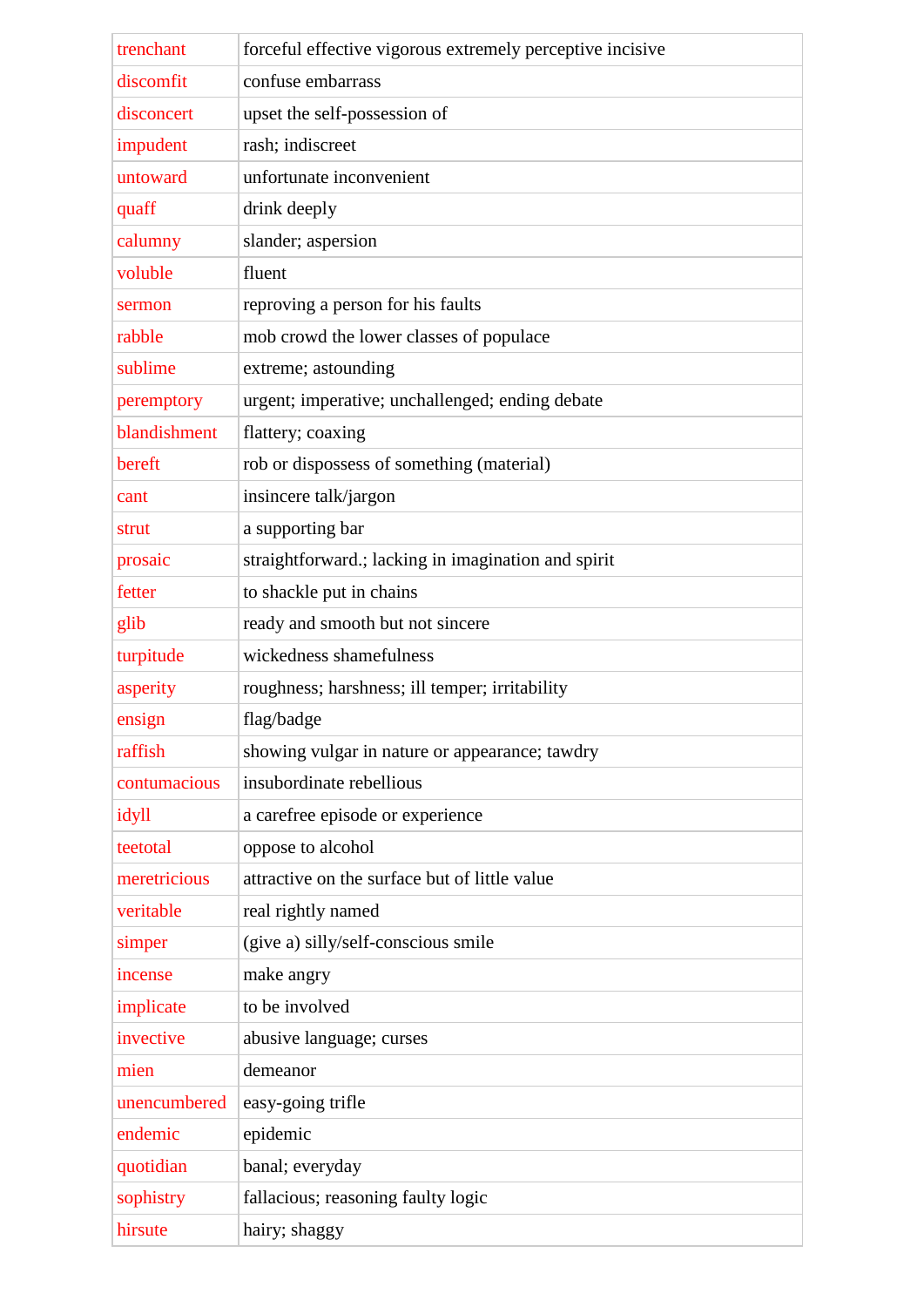| trenchant | forceful effective vigorous extremely perceptive incisive |
|---|---|
| discomfit | confuse embarrass |
| disconcert | upset the self-possession of |
| impudent | rash; indiscreet |
| untoward | unfortunate inconvenient |
| quaff | drink deeply |
| calumny | slander; aspersion |
| voluble | fluent |
| sermon | reproving a person for his faults |
| rabble | mob crowd the lower classes of populace |
| sublime | extreme; astounding |
| peremptory | urgent; imperative; unchallenged; ending debate |
| blandishment | flattery; coaxing |
| bereft | rob or dispossess of something (material) |
| cant | insincere talk/jargon |
| strut | a supporting bar |
| prosaic | straightforward.; lacking in imagination and spirit |
| fetter | to shackle put in chains |
| glib | ready and smooth but not sincere |
| turpitude | wickedness shamefulness |
| asperity | roughness; harshness; ill temper; irritability |
| ensign | flag/badge |
| raffish | showing vulgar in nature or appearance; tawdry |
| contumacious | insubordinate rebellious |
| idyll | a carefree episode or experience |
| teetotal | oppose to alcohol |
| meretricious | attractive on the surface but of little value |
| veritable | real rightly named |
| simper | (give a) silly/self-conscious smile |
| incense | make angry |
| implicate | to be involved |
| invective | abusive language; curses |
| mien | demeanor |
| unencumbered | easy-going trifle |
| endemic | epidemic |
| quotidian | banal; everyday |
| sophistry | fallacious; reasoning faulty logic |
| hirsute | hairy; shaggy |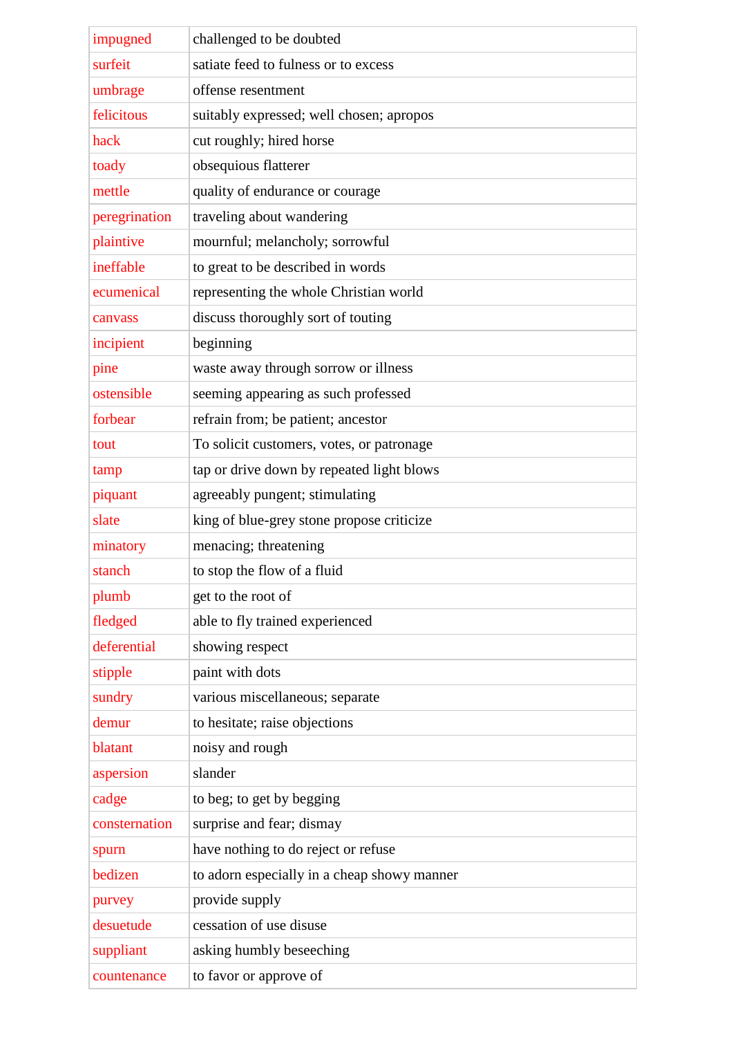| impugned | challenged to be doubted |
|---|---|
| surfeit | satiate feed to fulness or to excess |
| umbrage | offense resentment |
| felicitous | suitably expressed; well chosen; apropos |
| hack | cut roughly; hired horse |
| toady | obsequious flatterer |
| mettle | quality of endurance or courage |
| peregrination | traveling about wandering |
| plaintive | mournful; melancholy; sorrowful |
| ineffable | to great to be described in words |
| ecumenical | representing the whole Christian world |
| canvass | discuss thoroughly sort of touting |
| incipient | beginning |
| pine | waste away through sorrow or illness |
| ostensible | seeming appearing as such professed |
| forbear | refrain from; be patient; ancestor |
| tout | To solicit customers, votes, or patronage |
| tamp | tap or drive down by repeated light blows |
| piquant | agreeably pungent; stimulating |
| slate | king of blue-grey stone propose criticize |
| minatory | menacing; threatening |
| stanch | to stop the flow of a fluid |
| plumb | get to the root of |
| fledged | able to fly trained experienced |
| deferential | showing respect |
| stipple | paint with dots |
| sundry | various miscellaneous; separate |
| demur | to hesitate; raise objections |
| blatant | noisy and rough |
| aspersion | slander |
| cadge | to beg; to get by begging |
| consternation | surprise and fear; dismay |
| spurn | have nothing to do reject or refuse |
| bedizen | to adorn especially in a cheap showy manner |
| purvey | provide supply |
| desuetude | cessation of use disuse |
| suppliant | asking humbly beseeching |
| countenance | to favor or approve of |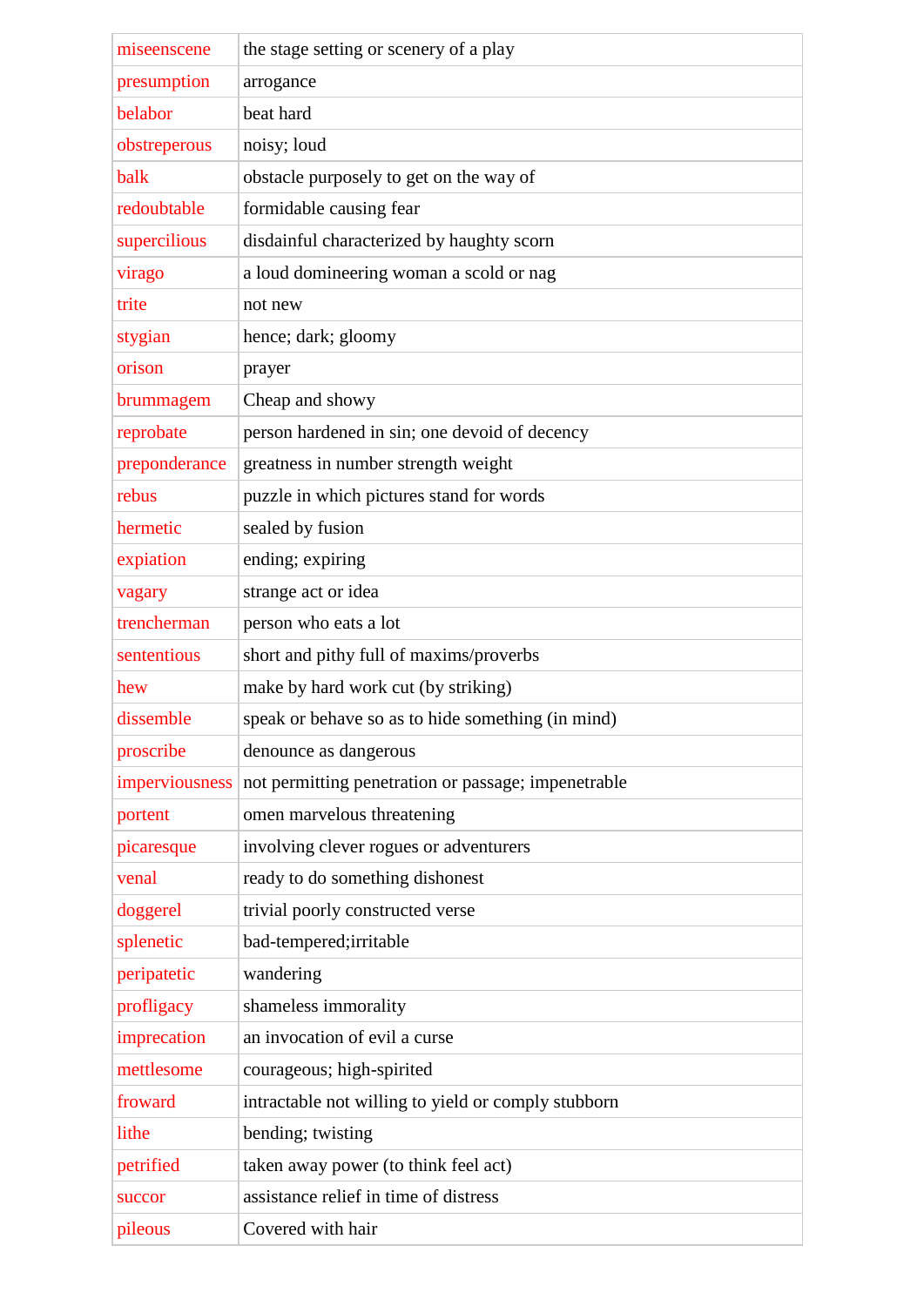| miseenscene | the stage setting or scenery of a play |
|---|---|
| presumption | arrogance |
| belabor | beat hard |
| obstreperous | noisy; loud |
| balk | obstacle purposely to get on the way of |
| redoubtable | formidable causing fear |
| supercilious | disdainful characterized by haughty scorn |
| virago | a loud domineering woman a scold or nag |
| trite | not new |
| stygian | hence; dark; gloomy |
| orison | prayer |
| brummagem | Cheap and showy |
| reprobate | person hardened in sin; one devoid of decency |
| preponderance | greatness in number strength weight |
| rebus | puzzle in which pictures stand for words |
| hermetic | sealed by fusion |
| expiation | ending; expiring |
| vagary | strange act or idea |
| trencherman | person who eats a lot |
| sententious | short and pithy full of maxims/proverbs |
| hew | make by hard work cut (by striking) |
| dissemble | speak or behave so as to hide something (in mind) |
| proscribe | denounce as dangerous |
| imperviousness | not permitting penetration or passage; impenetrable |
| portent | omen marvelous threatening |
| picaresque | involving clever rogues or adventurers |
| venal | ready to do something dishonest |
| doggerel | trivial poorly constructed verse |
| splenetic | bad-tempered;irritable |
| peripatetic | wandering |
| profligacy | shameless immorality |
| imprecation | an invocation of evil a curse |
| mettlesome | courageous; high-spirited |
| froward | intractable not willing to yield or comply stubborn |
| lithe | bending; twisting |
| petrified | taken away power (to think feel act) |
| succor | assistance relief in time of distress |
| pileous | Covered with hair |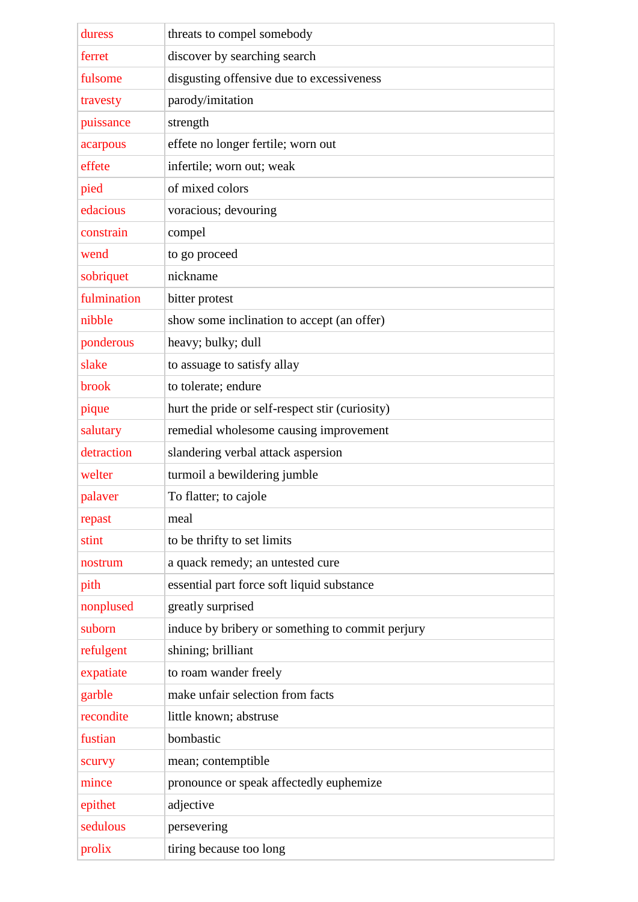| duress | threats to compel somebody |
|---|---|
| ferret | discover by searching search |
| fulsome | disgusting offensive due to excessiveness |
| travesty | parody/imitation |
| puissance | strength |
| acarpous | effete no longer fertile; worn out |
| effete | infertile; worn out; weak |
| pied | of mixed colors |
| edacious | voracious; devouring |
| constrain | compel |
| wend | to go proceed |
| sobriquet | nickname |
| fulmination | bitter protest |
| nibble | show some inclination to accept (an offer) |
| ponderous | heavy; bulky; dull |
| slake | to assuage to satisfy allay |
| brook | to tolerate; endure |
| pique | hurt the pride or self-respect stir (curiosity) |
| salutary | remedial wholesome causing improvement |
| detraction | slandering verbal attack aspersion |
| welter | turmoil a bewildering jumble |
| palaver | To flatter; to cajole |
| repast | meal |
| stint | to be thrifty to set limits |
| nostrum | a quack remedy; an untested cure |
| pith | essential part force soft liquid substance |
| nonplused | greatly surprised |
| suborn | induce by bribery or something to commit perjury |
| refulgent | shining; brilliant |
| expatiate | to roam wander freely |
| garble | make unfair selection from facts |
| recondite | little known; abstruse |
| fustian | bombastic |
| scurvy | mean; contemptible |
| mince | pronounce or speak affectedly euphemize |
| epithet | adjective |
| sedulous | persevering |
| prolix | tiring because too long |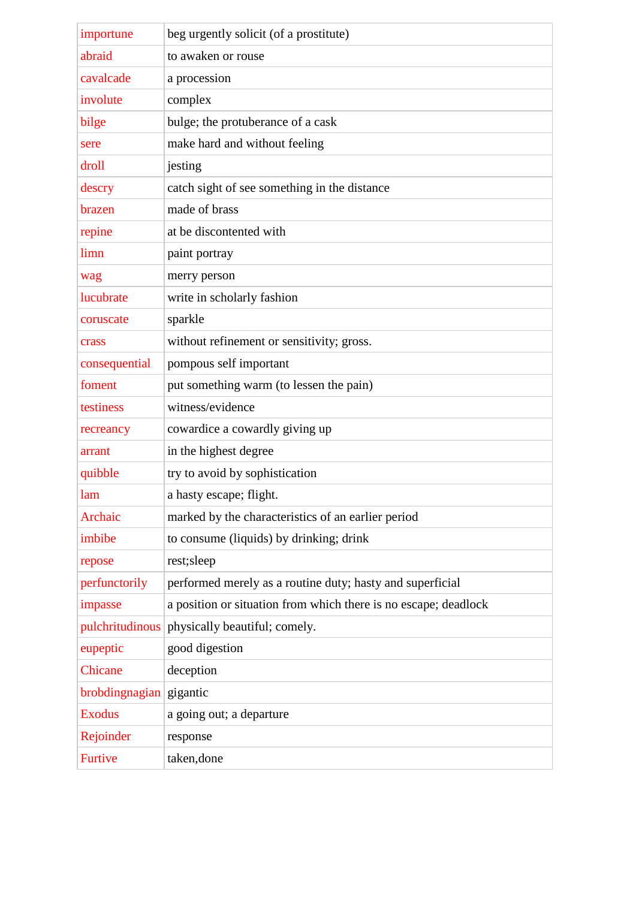| importune | beg urgently solicit (of a prostitute) |
|---|---|
| abraid | to awaken or rouse |
| cavalcade | a procession |
| involute | complex |
| bilge | bulge; the protuberance of a cask |
| sere | make hard and without feeling |
| droll | jesting |
| descry | catch sight of see something in the distance |
| brazen | made of brass |
| repine | at be discontented with |
| limn | paint portray |
| wag | merry person |
| lucubrate | write in scholarly fashion |
| coruscate | sparkle |
| crass | without refinement or sensitivity; gross. |
| consequential | pompous self important |
| foment | put something warm (to lessen the pain) |
| testiness | witness/evidence |
| recreancy | cowardice a cowardly giving up |
| arrant | in the highest degree |
| quibble | try to avoid by sophistication |
| lam | a hasty escape; flight. |
| Archaic | marked by the characteristics of an earlier period |
| imbibe | to consume (liquids) by drinking; drink |
| repose | rest;sleep |
| perfunctorily | performed merely as a routine duty; hasty and superficial |
| impasse | a position or situation from which there is no escape; deadlock |
| pulchritudinous | physically beautiful; comely. |
| eupeptic | good digestion |
| Chicane | deception |
| brobdingnagian | gigantic |
| Exodus | a going out; a departure |
| Rejoinder | response |
| Furtive | taken,done |